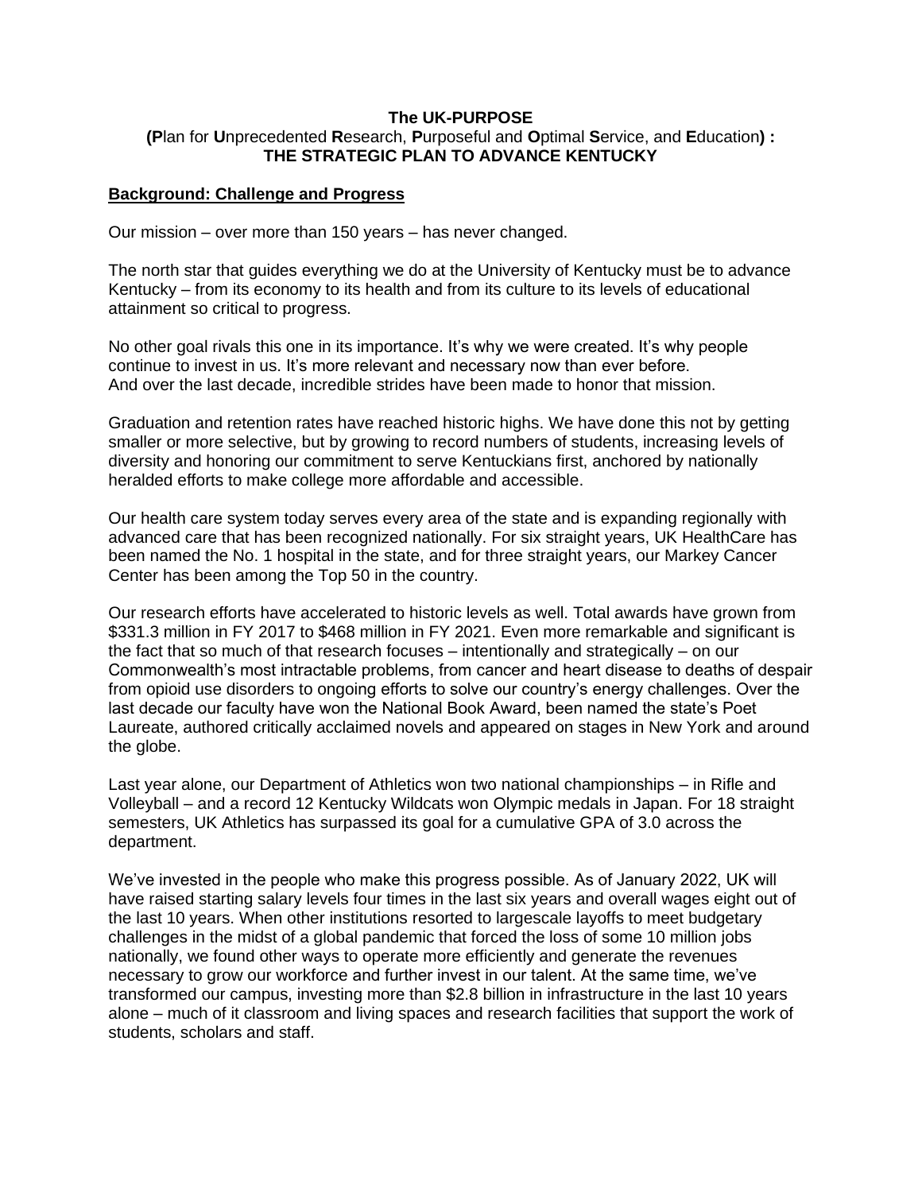# The UK-PURPOSE

## (**P**lan for **U**nprecedented **R**esearch, **P**urposeful and **O**ptimal **S**ervice, and **E**ducation) : THE STRATEGIC PLAN TO ADVANCE KENTUCKY

### Background: Challenge and Progress

Our mission – over more than 150 years – has never changed.

The north star that guides everything we do at the University of Kentucky must be to advance Kentucky – from its economy to its health and from its culture to its levels of educational attainment so critical to progress.

No other goal rivals this one in its importance. It's why we were created. It's why people continue to invest in us. It's more relevant and necessary now than ever before. And over the last decade, incredible strides have been made to honor that mission.

Graduation and retention rates have reached historic highs. We have done this not by getting smaller or more selective, but by growing to record numbers of students, increasing levels of diversity and honoring our commitment to serve Kentuckians first, anchored by nationally heralded efforts to make college more affordable and accessible.

Our health care system today serves every area of the state and is expanding regionally with advanced care that has been recognized nationally. For six straight years, UK HealthCare has been named the No. 1 hospital in the state, and for three straight years, our Markey Cancer Center has been among the Top 50 in the country.

Our research efforts have accelerated to historic levels as well. Total awards have grown from $331.3 million in FY 2017 to $468 million in FY 2021. Even more remarkable and significant is the fact that so much of that research focuses – intentionally and strategically – on our Commonwealth's most intractable problems, from cancer and heart disease to deaths of despair from opioid use disorders to ongoing efforts to solve our country's energy challenges. Over the last decade our faculty have won the National Book Award, been named the state's Poet Laureate, authored critically acclaimed novels and appeared on stages in New York and around the globe.

Last year alone, our Department of Athletics won two national championships – in Rifle and Volleyball – and a record 12 Kentucky Wildcats won Olympic medals in Japan. For 18 straight semesters, UK Athletics has surpassed its goal for a cumulative GPA of 3.0 across the department.

We've invested in the people who make this progress possible. As of January 2022, UK will have raised starting salary levels four times in the last six years and overall wages eight out of the last 10 years. When other institutions resorted to largescale layoffs to meet budgetary challenges in the midst of a global pandemic that forced the loss of some 10 million jobs nationally, we found other ways to operate more efficiently and generate the revenues necessary to grow our workforce and further invest in our talent. At the same time, we've transformed our campus, investing more than $2.8 billion in infrastructure in the last 10 years alone – much of it classroom and living spaces and research facilities that support the work of students, scholars and staff.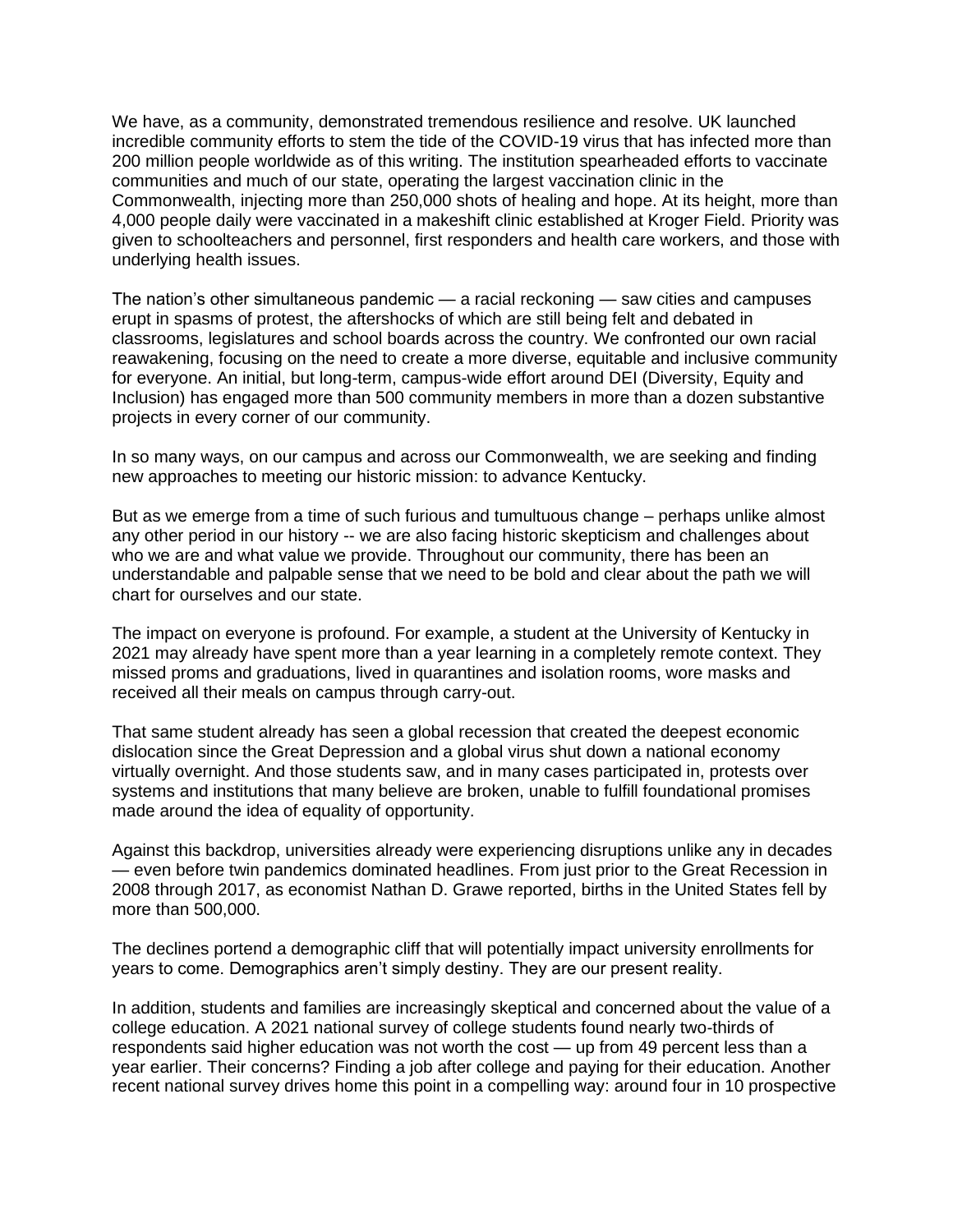We have, as a community, demonstrated tremendous resilience and resolve. UK launched incredible community efforts to stem the tide of the COVID-19 virus that has infected more than 200 million people worldwide as of this writing. The institution spearheaded efforts to vaccinate communities and much of our state, operating the largest vaccination clinic in the Commonwealth, injecting more than 250,000 shots of healing and hope. At its height, more than 4,000 people daily were vaccinated in a makeshift clinic established at Kroger Field. Priority was given to schoolteachers and personnel, first responders and health care workers, and those with underlying health issues.

The nation's other simultaneous pandemic — a racial reckoning — saw cities and campuses erupt in spasms of protest, the aftershocks of which are still being felt and debated in classrooms, legislatures and school boards across the country. We confronted our own racial reawakening, focusing on the need to create a more diverse, equitable and inclusive community for everyone. An initial, but long-term, campus-wide effort around DEI (Diversity, Equity and Inclusion) has engaged more than 500 community members in more than a dozen substantive projects in every corner of our community.

In so many ways, on our campus and across our Commonwealth, we are seeking and finding new approaches to meeting our historic mission: to advance Kentucky.

But as we emerge from a time of such furious and tumultuous change – perhaps unlike almost any other period in our history -- we are also facing historic skepticism and challenges about who we are and what value we provide. Throughout our community, there has been an understandable and palpable sense that we need to be bold and clear about the path we will chart for ourselves and our state.

The impact on everyone is profound. For example, a student at the University of Kentucky in 2021 may already have spent more than a year learning in a completely remote context. They missed proms and graduations, lived in quarantines and isolation rooms, wore masks and received all their meals on campus through carry-out.

That same student already has seen a global recession that created the deepest economic dislocation since the Great Depression and a global virus shut down a national economy virtually overnight. And those students saw, and in many cases participated in, protests over systems and institutions that many believe are broken, unable to fulfill foundational promises made around the idea of equality of opportunity.

Against this backdrop, universities already were experiencing disruptions unlike any in decades — even before twin pandemics dominated headlines. From just prior to the Great Recession in 2008 through 2017, as economist Nathan D. Grawe reported, births in the United States fell by more than 500,000.

The declines portend a demographic cliff that will potentially impact university enrollments for years to come. Demographics aren't simply destiny. They are our present reality.

In addition, students and families are increasingly skeptical and concerned about the value of a college education. A 2021 national survey of college students found nearly two-thirds of respondents said higher education was not worth the cost — up from 49 percent less than a year earlier. Their concerns? Finding a job after college and paying for their education. Another recent national survey drives home this point in a compelling way: around four in 10 prospective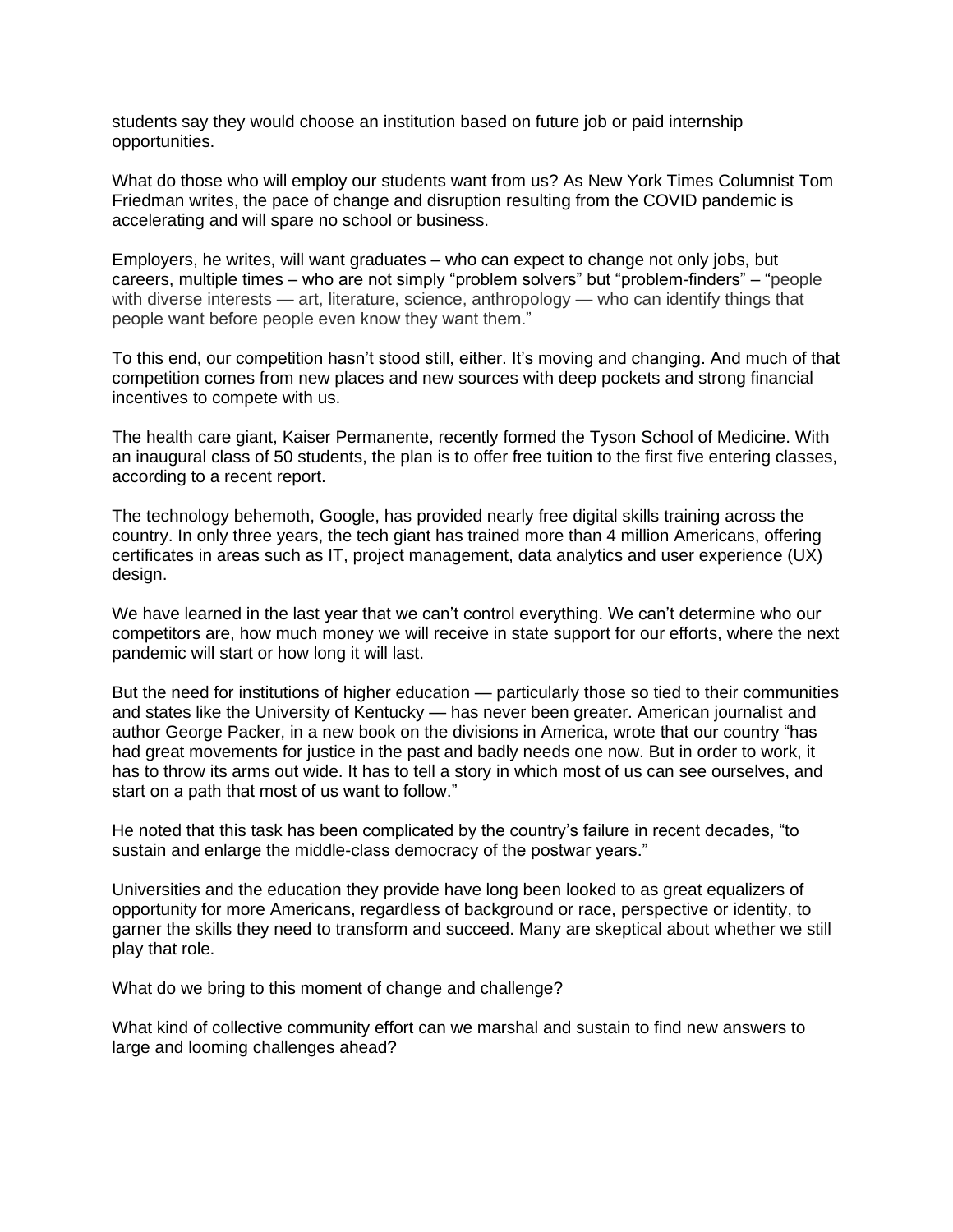students say they would choose an institution based on future job or paid internship opportunities.

What do those who will employ our students want from us? As New York Times Columnist Tom Friedman writes, the pace of change and disruption resulting from the COVID pandemic is accelerating and will spare no school or business.

Employers, he writes, will want graduates – who can expect to change not only jobs, but careers, multiple times – who are not simply "problem solvers" but "problem-finders" – "people with diverse interests — art, literature, science, anthropology — who can identify things that people want before people even know they want them."

To this end, our competition hasn't stood still, either. It's moving and changing. And much of that competition comes from new places and new sources with deep pockets and strong financial incentives to compete with us.

The health care giant, Kaiser Permanente, recently formed the Tyson School of Medicine. With an inaugural class of 50 students, the plan is to offer free tuition to the first five entering classes, according to a recent report.

The technology behemoth, Google, has provided nearly free digital skills training across the country. In only three years, the tech giant has trained more than 4 million Americans, offering certificates in areas such as IT, project management, data analytics and user experience (UX) design.

We have learned in the last year that we can't control everything. We can't determine who our competitors are, how much money we will receive in state support for our efforts, where the next pandemic will start or how long it will last.

But the need for institutions of higher education — particularly those so tied to their communities and states like the University of Kentucky — has never been greater. American journalist and author George Packer, in a new book on the divisions in America, wrote that our country "has had great movements for justice in the past and badly needs one now. But in order to work, it has to throw its arms out wide. It has to tell a story in which most of us can see ourselves, and start on a path that most of us want to follow."

He noted that this task has been complicated by the country's failure in recent decades, "to sustain and enlarge the middle-class democracy of the postwar years."

Universities and the education they provide have long been looked to as great equalizers of opportunity for more Americans, regardless of background or race, perspective or identity, to garner the skills they need to transform and succeed. Many are skeptical about whether we still play that role.

What do we bring to this moment of change and challenge?

What kind of collective community effort can we marshal and sustain to find new answers to large and looming challenges ahead?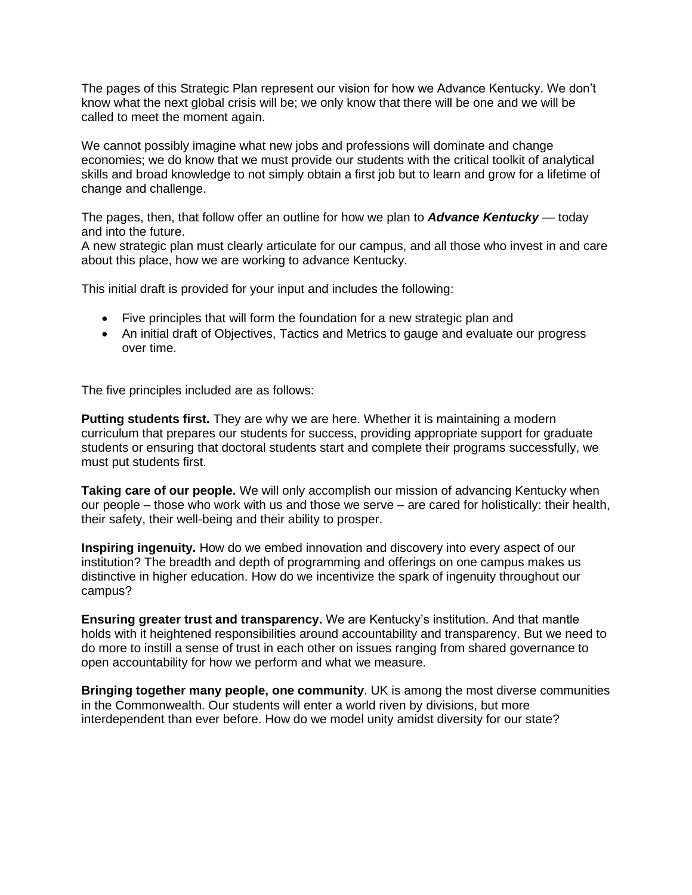The pages of this Strategic Plan represent our vision for how we Advance Kentucky. We don't know what the next global crisis will be; we only know that there will be one and we will be called to meet the moment again.

We cannot possibly imagine what new jobs and professions will dominate and change economies; we do know that we must provide our students with the critical toolkit of analytical skills and broad knowledge to not simply obtain a first job but to learn and grow for a lifetime of change and challenge.

The pages, then, that follow offer an outline for how we plan to ***Advance Kentucky*** — today and into the future.
A new strategic plan must clearly articulate for our campus, and all those who invest in and care about this place, how we are working to advance Kentucky.

This initial draft is provided for your input and includes the following:

- Five principles that will form the foundation for a new strategic plan and
- An initial draft of Objectives, Tactics and Metrics to gauge and evaluate our progress over time.

The five principles included are as follows:

**Putting students first.** They are why we are here. Whether it is maintaining a modern curriculum that prepares our students for success, providing appropriate support for graduate students or ensuring that doctoral students start and complete their programs successfully, we must put students first.

**Taking care of our people.** We will only accomplish our mission of advancing Kentucky when our people – those who work with us and those we serve – are cared for holistically: their health, their safety, their well-being and their ability to prosper.

**Inspiring ingenuity.** How do we embed innovation and discovery into every aspect of our institution? The breadth and depth of programming and offerings on one campus makes us distinctive in higher education. How do we incentivize the spark of ingenuity throughout our campus?

**Ensuring greater trust and transparency.** We are Kentucky's institution. And that mantle holds with it heightened responsibilities around accountability and transparency. But we need to do more to instill a sense of trust in each other on issues ranging from shared governance to open accountability for how we perform and what we measure.

**Bringing together many people, one community**. UK is among the most diverse communities in the Commonwealth. Our students will enter a world riven by divisions, but more interdependent than ever before. How do we model unity amidst diversity for our state?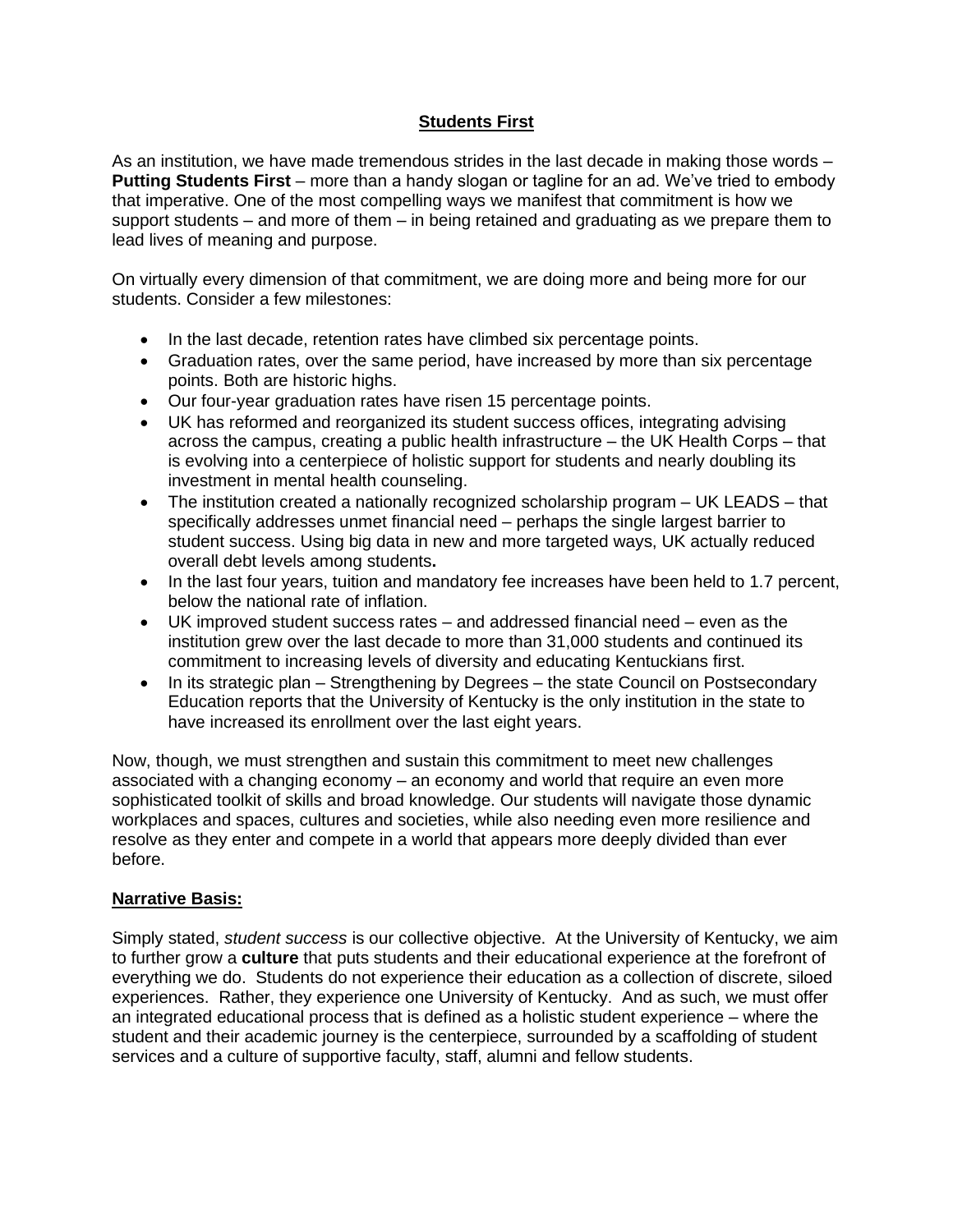## Students First

As an institution, we have made tremendous strides in the last decade in making those words – **Putting Students First** – more than a handy slogan or tagline for an ad. We've tried to embody that imperative. One of the most compelling ways we manifest that commitment is how we support students – and more of them – in being retained and graduating as we prepare them to lead lives of meaning and purpose.

On virtually every dimension of that commitment, we are doing more and being more for our students. Consider a few milestones:

- In the last decade, retention rates have climbed six percentage points.
- Graduation rates, over the same period, have increased by more than six percentage points. Both are historic highs.
- Our four-year graduation rates have risen 15 percentage points.
- UK has reformed and reorganized its student success offices, integrating advising across the campus, creating a public health infrastructure – the UK Health Corps – that is evolving into a centerpiece of holistic support for students and nearly doubling its investment in mental health counseling.
- The institution created a nationally recognized scholarship program – UK LEADS – that specifically addresses unmet financial need – perhaps the single largest barrier to student success. Using big data in new and more targeted ways, UK actually reduced overall debt levels among students**.**
- In the last four years, tuition and mandatory fee increases have been held to 1.7 percent, below the national rate of inflation.
- UK improved student success rates – and addressed financial need – even as the institution grew over the last decade to more than 31,000 students and continued its commitment to increasing levels of diversity and educating Kentuckians first.
- In its strategic plan – Strengthening by Degrees – the state Council on Postsecondary Education reports that the University of Kentucky is the only institution in the state to have increased its enrollment over the last eight years.

Now, though, we must strengthen and sustain this commitment to meet new challenges associated with a changing economy – an economy and world that require an even more sophisticated toolkit of skills and broad knowledge. Our students will navigate those dynamic workplaces and spaces, cultures and societies, while also needing even more resilience and resolve as they enter and compete in a world that appears more deeply divided than ever before.

### Narrative Basis:

Simply stated, *student success* is our collective objective. At the University of Kentucky, we aim to further grow a **culture** that puts students and their educational experience at the forefront of everything we do. Students do not experience their education as a collection of discrete, siloed experiences. Rather, they experience one University of Kentucky. And as such, we must offer an integrated educational process that is defined as a holistic student experience – where the student and their academic journey is the centerpiece, surrounded by a scaffolding of student services and a culture of supportive faculty, staff, alumni and fellow students.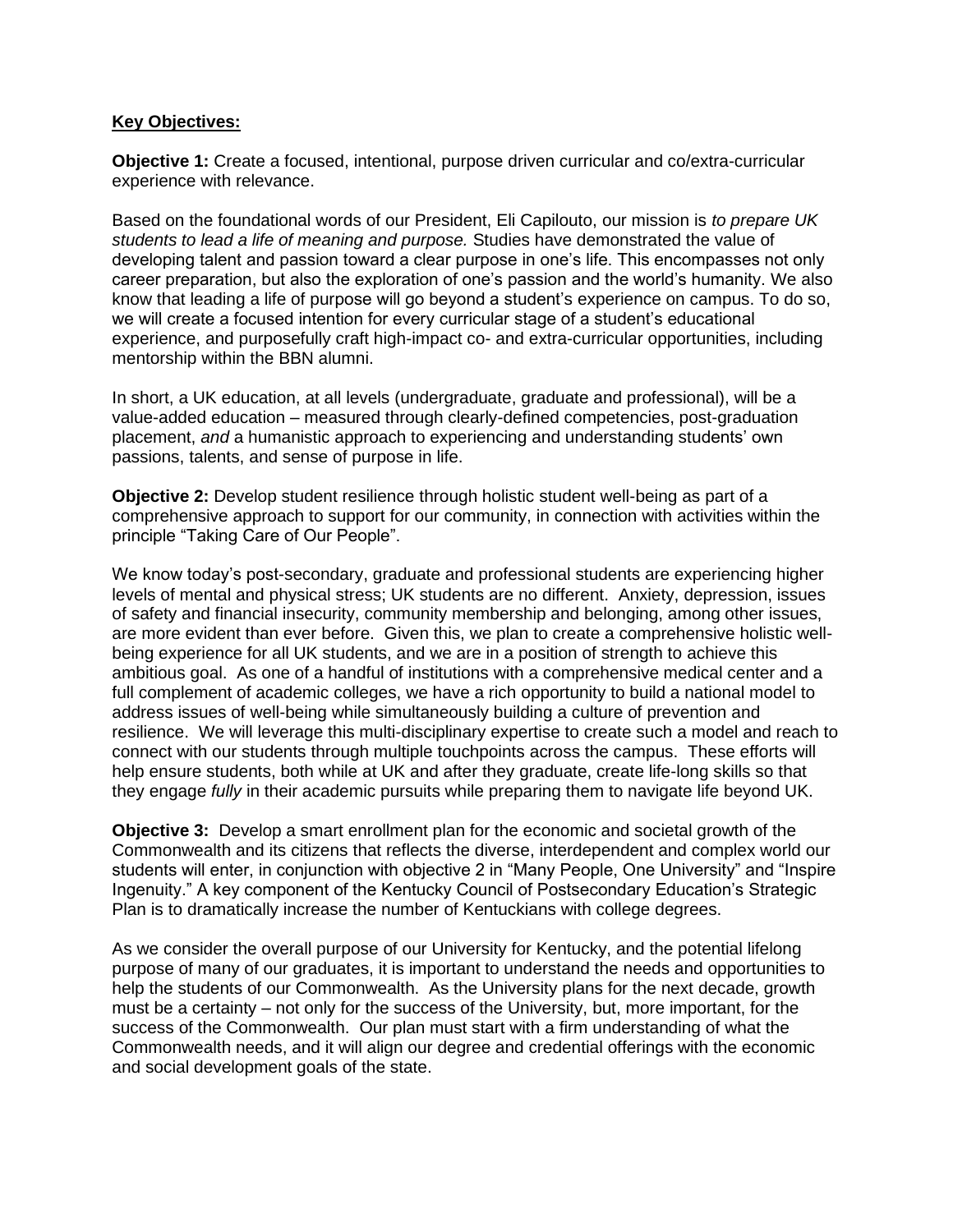**Key Objectives:**

**Objective 1:** Create a focused, intentional, purpose driven curricular and co/extra-curricular experience with relevance.

Based on the foundational words of our President, Eli Capilouto, our mission is *to prepare UK students to lead a life of meaning and purpose.* Studies have demonstrated the value of developing talent and passion toward a clear purpose in one's life. This encompasses not only career preparation, but also the exploration of one's passion and the world's humanity. We also know that leading a life of purpose will go beyond a student's experience on campus. To do so, we will create a focused intention for every curricular stage of a student's educational experience, and purposefully craft high-impact co- and extra-curricular opportunities, including mentorship within the BBN alumni.

In short, a UK education, at all levels (undergraduate, graduate and professional), will be a value-added education – measured through clearly-defined competencies, post-graduation placement, *and* a humanistic approach to experiencing and understanding students' own passions, talents, and sense of purpose in life.

**Objective 2:** Develop student resilience through holistic student well-being as part of a comprehensive approach to support for our community, in connection with activities within the principle "Taking Care of Our People".

We know today's post-secondary, graduate and professional students are experiencing higher levels of mental and physical stress; UK students are no different. Anxiety, depression, issues of safety and financial insecurity, community membership and belonging, among other issues, are more evident than ever before. Given this, we plan to create a comprehensive holistic well-being experience for all UK students, and we are in a position of strength to achieve this ambitious goal. As one of a handful of institutions with a comprehensive medical center and a full complement of academic colleges, we have a rich opportunity to build a national model to address issues of well-being while simultaneously building a culture of prevention and resilience. We will leverage this multi-disciplinary expertise to create such a model and reach to connect with our students through multiple touchpoints across the campus. These efforts will help ensure students, both while at UK and after they graduate, create life-long skills so that they engage *fully* in their academic pursuits while preparing them to navigate life beyond UK.

**Objective 3:** Develop a smart enrollment plan for the economic and societal growth of the Commonwealth and its citizens that reflects the diverse, interdependent and complex world our students will enter, in conjunction with objective 2 in "Many People, One University" and "Inspire Ingenuity." A key component of the Kentucky Council of Postsecondary Education's Strategic Plan is to dramatically increase the number of Kentuckians with college degrees.

As we consider the overall purpose of our University for Kentucky, and the potential lifelong purpose of many of our graduates, it is important to understand the needs and opportunities to help the students of our Commonwealth. As the University plans for the next decade, growth must be a certainty – not only for the success of the University, but, more important, for the success of the Commonwealth. Our plan must start with a firm understanding of what the Commonwealth needs, and it will align our degree and credential offerings with the economic and social development goals of the state.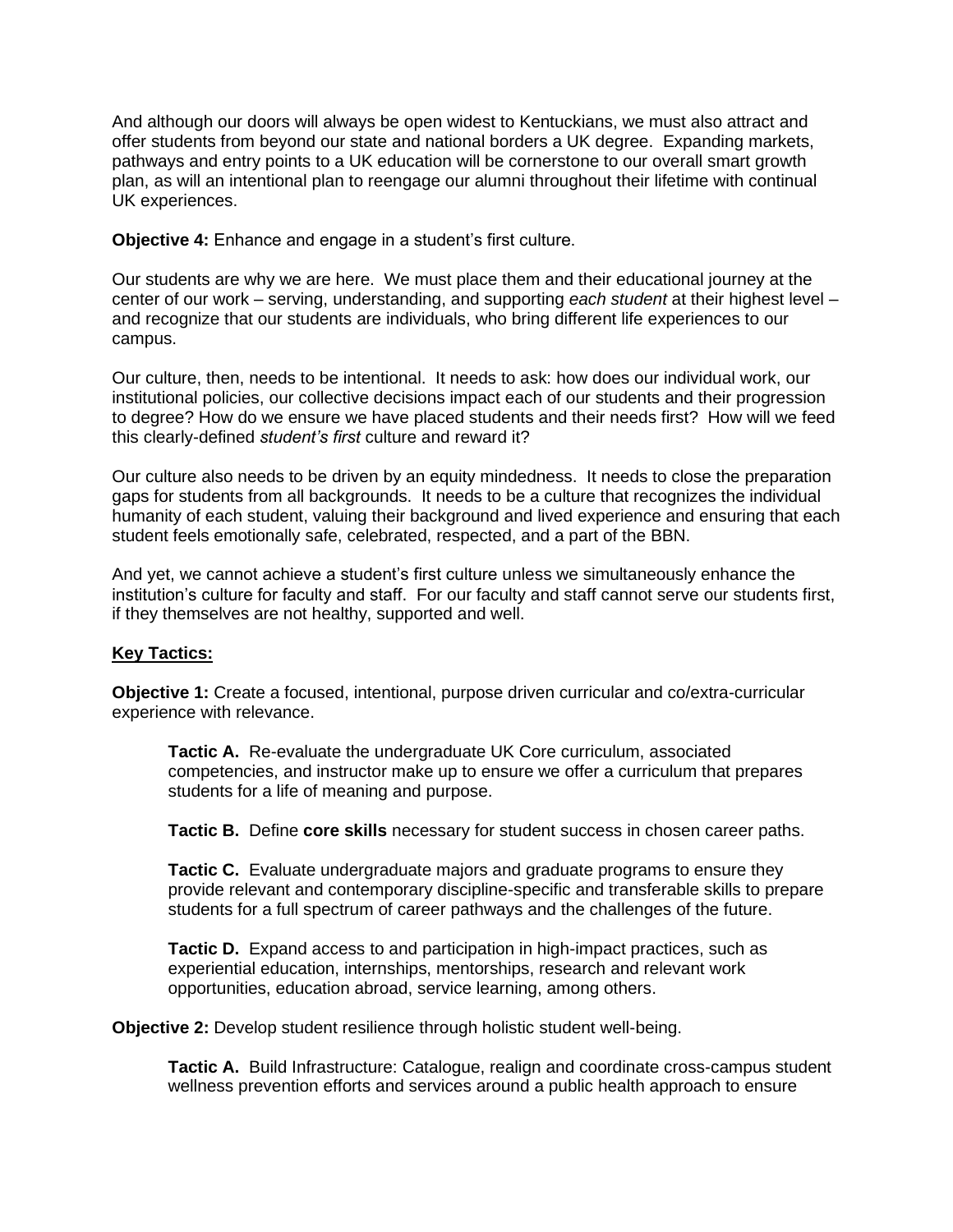And although our doors will always be open widest to Kentuckians, we must also attract and offer students from beyond our state and national borders a UK degree. Expanding markets, pathways and entry points to a UK education will be cornerstone to our overall smart growth plan, as will an intentional plan to reengage our alumni throughout their lifetime with continual UK experiences.

**Objective 4:** Enhance and engage in a student's first culture.

Our students are why we are here. We must place them and their educational journey at the center of our work – serving, understanding, and supporting *each student* at their highest level – and recognize that our students are individuals, who bring different life experiences to our campus.

Our culture, then, needs to be intentional. It needs to ask: how does our individual work, our institutional policies, our collective decisions impact each of our students and their progression to degree? How do we ensure we have placed students and their needs first? How will we feed this clearly-defined *student's first* culture and reward it?

Our culture also needs to be driven by an equity mindedness. It needs to close the preparation gaps for students from all backgrounds. It needs to be a culture that recognizes the individual humanity of each student, valuing their background and lived experience and ensuring that each student feels emotionally safe, celebrated, respected, and a part of the BBN.

And yet, we cannot achieve a student's first culture unless we simultaneously enhance the institution's culture for faculty and staff. For our faculty and staff cannot serve our students first, if they themselves are not healthy, supported and well.

**Key Tactics:**

**Objective 1:** Create a focused, intentional, purpose driven curricular and co/extra-curricular experience with relevance.

> **Tactic A.** Re-evaluate the undergraduate UK Core curriculum, associated competencies, and instructor make up to ensure we offer a curriculum that prepares students for a life of meaning and purpose.
>
> **Tactic B.** Define **core skills** necessary for student success in chosen career paths.
>
> **Tactic C.** Evaluate undergraduate majors and graduate programs to ensure they provide relevant and contemporary discipline-specific and transferable skills to prepare students for a full spectrum of career pathways and the challenges of the future.
>
> **Tactic D.** Expand access to and participation in high-impact practices, such as experiential education, internships, mentorships, research and relevant work opportunities, education abroad, service learning, among others.

**Objective 2:** Develop student resilience through holistic student well-being.

> **Tactic A.** Build Infrastructure: Catalogue, realign and coordinate cross-campus student wellness prevention efforts and services around a public health approach to ensure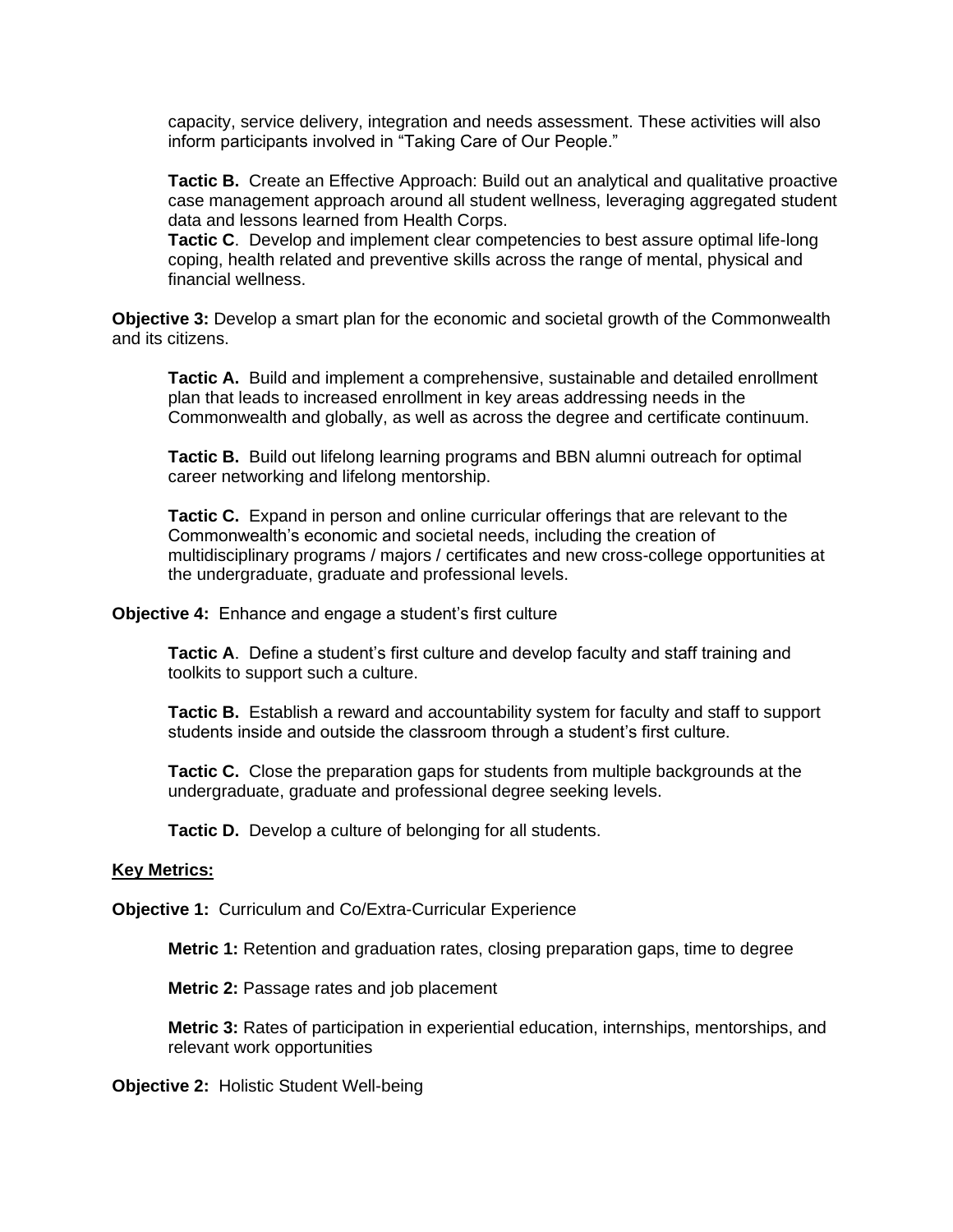capacity, service delivery, integration and needs assessment. These activities will also inform participants involved in "Taking Care of Our People."

**Tactic B.** Create an Effective Approach: Build out an analytical and qualitative proactive case management approach around all student wellness, leveraging aggregated student data and lessons learned from Health Corps.

**Tactic C**. Develop and implement clear competencies to best assure optimal life-long coping, health related and preventive skills across the range of mental, physical and financial wellness.

**Objective 3:** Develop a smart plan for the economic and societal growth of the Commonwealth and its citizens.

**Tactic A.** Build and implement a comprehensive, sustainable and detailed enrollment plan that leads to increased enrollment in key areas addressing needs in the Commonwealth and globally, as well as across the degree and certificate continuum.

**Tactic B.** Build out lifelong learning programs and BBN alumni outreach for optimal career networking and lifelong mentorship.

**Tactic C.** Expand in person and online curricular offerings that are relevant to the Commonwealth's economic and societal needs, including the creation of multidisciplinary programs / majors / certificates and new cross-college opportunities at the undergraduate, graduate and professional levels.

**Objective 4:** Enhance and engage a student's first culture

**Tactic A**. Define a student's first culture and develop faculty and staff training and toolkits to support such a culture.

**Tactic B.** Establish a reward and accountability system for faculty and staff to support students inside and outside the classroom through a student's first culture.

**Tactic C.** Close the preparation gaps for students from multiple backgrounds at the undergraduate, graduate and professional degree seeking levels.

**Tactic D.** Develop a culture of belonging for all students.

**Key Metrics:**

**Objective 1:** Curriculum and Co/Extra-Curricular Experience

**Metric 1:** Retention and graduation rates, closing preparation gaps, time to degree

**Metric 2:** Passage rates and job placement

**Metric 3:** Rates of participation in experiential education, internships, mentorships, and relevant work opportunities

**Objective 2:** Holistic Student Well-being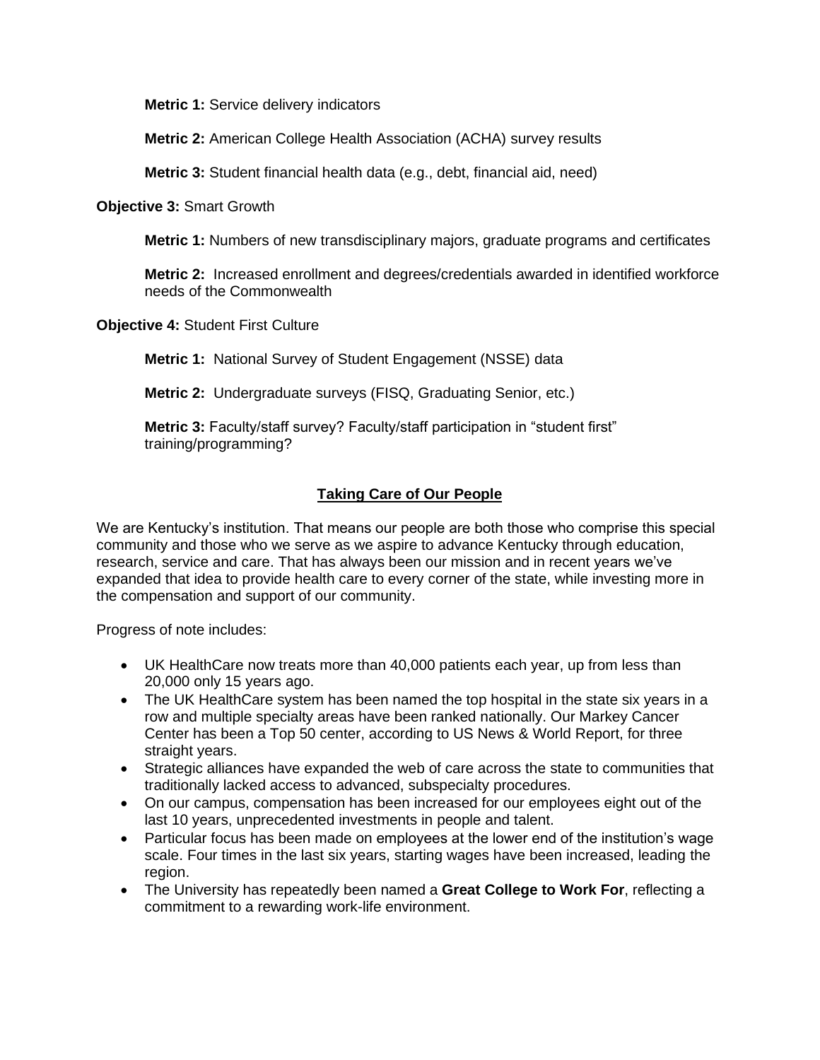**Metric 1:** Service delivery indicators

**Metric 2:** American College Health Association (ACHA) survey results

**Metric 3:** Student financial health data (e.g., debt, financial aid, need)

**Objective 3:** Smart Growth

**Metric 1:** Numbers of new transdisciplinary majors, graduate programs and certificates

**Metric 2:** Increased enrollment and degrees/credentials awarded in identified workforce needs of the Commonwealth

**Objective 4:** Student First Culture

**Metric 1:** National Survey of Student Engagement (NSSE) data

**Metric 2:** Undergraduate surveys (FISQ, Graduating Senior, etc.)

**Metric 3:** Faculty/staff survey? Faculty/staff participation in "student first" training/programming?

## Taking Care of Our People

We are Kentucky's institution. That means our people are both those who comprise this special community and those who we serve as we aspire to advance Kentucky through education, research, service and care. That has always been our mission and in recent years we've expanded that idea to provide health care to every corner of the state, while investing more in the compensation and support of our community.

Progress of note includes:

- UK HealthCare now treats more than 40,000 patients each year, up from less than 20,000 only 15 years ago.
- The UK HealthCare system has been named the top hospital in the state six years in a row and multiple specialty areas have been ranked nationally. Our Markey Cancer Center has been a Top 50 center, according to US News & World Report, for three straight years.
- Strategic alliances have expanded the web of care across the state to communities that traditionally lacked access to advanced, subspecialty procedures.
- On our campus, compensation has been increased for our employees eight out of the last 10 years, unprecedented investments in people and talent.
- Particular focus has been made on employees at the lower end of the institution's wage scale. Four times in the last six years, starting wages have been increased, leading the region.
- The University has repeatedly been named a **Great College to Work For**, reflecting a commitment to a rewarding work-life environment.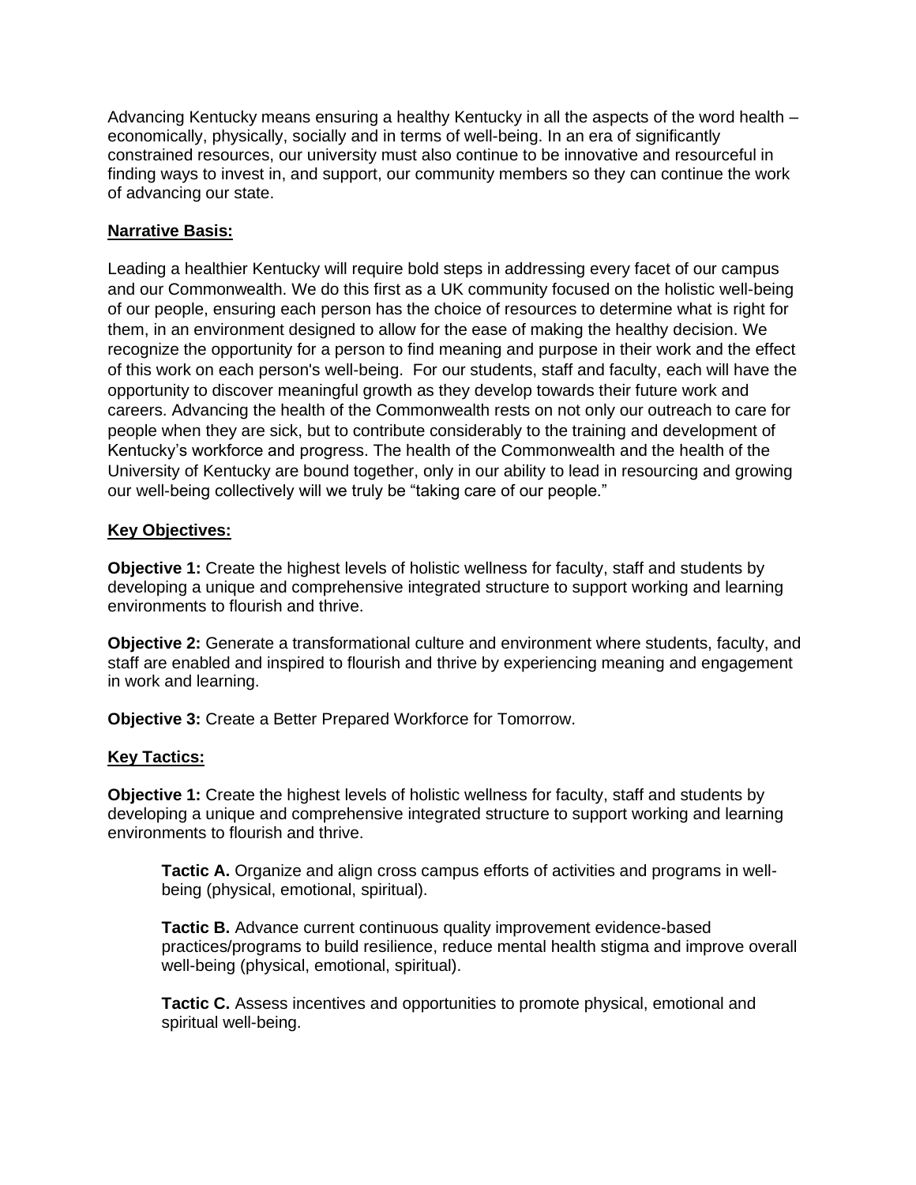Advancing Kentucky means ensuring a healthy Kentucky in all the aspects of the word health – economically, physically, socially and in terms of well-being. In an era of significantly constrained resources, our university must also continue to be innovative and resourceful in finding ways to invest in, and support, our community members so they can continue the work of advancing our state.

**Narrative Basis:**

Leading a healthier Kentucky will require bold steps in addressing every facet of our campus and our Commonwealth. We do this first as a UK community focused on the holistic well-being of our people, ensuring each person has the choice of resources to determine what is right for them, in an environment designed to allow for the ease of making the healthy decision. We recognize the opportunity for a person to find meaning and purpose in their work and the effect of this work on each person's well-being.  For our students, staff and faculty, each will have the opportunity to discover meaningful growth as they develop towards their future work and careers. Advancing the health of the Commonwealth rests on not only our outreach to care for people when they are sick, but to contribute considerably to the training and development of Kentucky's workforce and progress. The health of the Commonwealth and the health of the University of Kentucky are bound together, only in our ability to lead in resourcing and growing our well-being collectively will we truly be "taking care of our people."

**Key Objectives:**

**Objective 1:** Create the highest levels of holistic wellness for faculty, staff and students by developing a unique and comprehensive integrated structure to support working and learning environments to flourish and thrive.

**Objective 2:** Generate a transformational culture and environment where students, faculty, and staff are enabled and inspired to flourish and thrive by experiencing meaning and engagement in work and learning.

**Objective 3:** Create a Better Prepared Workforce for Tomorrow.

**Key Tactics:**

**Objective 1:** Create the highest levels of holistic wellness for faculty, staff and students by developing a unique and comprehensive integrated structure to support working and learning environments to flourish and thrive.

> **Tactic A.** Organize and align cross campus efforts of activities and programs in well-being (physical, emotional, spiritual).
>
> **Tactic B.** Advance current continuous quality improvement evidence-based practices/programs to build resilience, reduce mental health stigma and improve overall well-being (physical, emotional, spiritual).
>
> **Tactic C.** Assess incentives and opportunities to promote physical, emotional and spiritual well-being.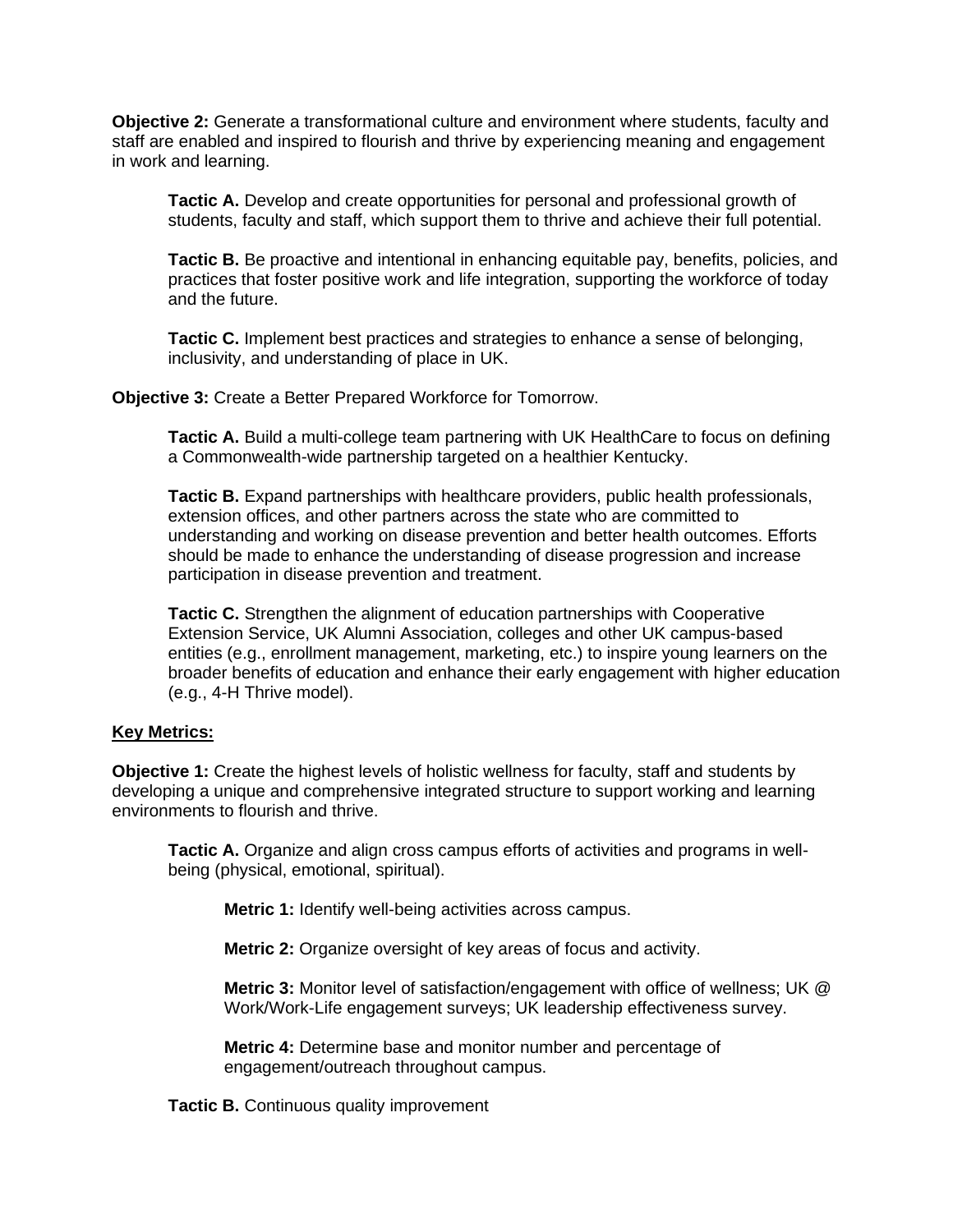**Objective 2:** Generate a transformational culture and environment where students, faculty and staff are enabled and inspired to flourish and thrive by experiencing meaning and engagement in work and learning.

> **Tactic A.** Develop and create opportunities for personal and professional growth of students, faculty and staff, which support them to thrive and achieve their full potential.
>
> **Tactic B.** Be proactive and intentional in enhancing equitable pay, benefits, policies, and practices that foster positive work and life integration, supporting the workforce of today and the future.
>
> **Tactic C.** Implement best practices and strategies to enhance a sense of belonging, inclusivity, and understanding of place in UK.

**Objective 3:** Create a Better Prepared Workforce for Tomorrow.

> **Tactic A.** Build a multi-college team partnering with UK HealthCare to focus on defining a Commonwealth-wide partnership targeted on a healthier Kentucky.
>
> **Tactic B.** Expand partnerships with healthcare providers, public health professionals, extension offices, and other partners across the state who are committed to understanding and working on disease prevention and better health outcomes. Efforts should be made to enhance the understanding of disease progression and increase participation in disease prevention and treatment.
>
> **Tactic C.** Strengthen the alignment of education partnerships with Cooperative Extension Service, UK Alumni Association, colleges and other UK campus-based entities (e.g., enrollment management, marketing, etc.) to inspire young learners on the broader benefits of education and enhance their early engagement with higher education (e.g., 4-H Thrive model).

**Key Metrics:**

**Objective 1:** Create the highest levels of holistic wellness for faculty, staff and students by developing a unique and comprehensive integrated structure to support working and learning environments to flourish and thrive.

> **Tactic A.** Organize and align cross campus efforts of activities and programs in well-being (physical, emotional, spiritual).
>
> > **Metric 1:** Identify well-being activities across campus.
> >
> > **Metric 2:** Organize oversight of key areas of focus and activity.
> >
> > **Metric 3:** Monitor level of satisfaction/engagement with office of wellness; UK @ Work/Work-Life engagement surveys; UK leadership effectiveness survey.
> >
> > **Metric 4:** Determine base and monitor number and percentage of engagement/outreach throughout campus.
>
> **Tactic B.** Continuous quality improvement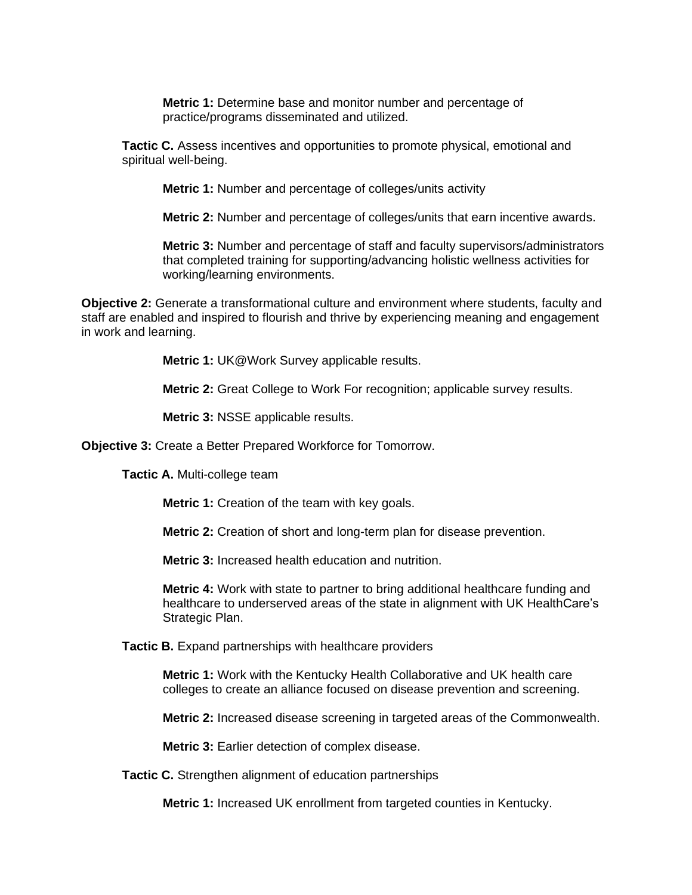**Metric 1:** Determine base and monitor number and percentage of practice/programs disseminated and utilized.

**Tactic C.** Assess incentives and opportunities to promote physical, emotional and spiritual well-being.

**Metric 1:** Number and percentage of colleges/units activity

**Metric 2:** Number and percentage of colleges/units that earn incentive awards.

**Metric 3:** Number and percentage of staff and faculty supervisors/administrators that completed training for supporting/advancing holistic wellness activities for working/learning environments.

**Objective 2:** Generate a transformational culture and environment where students, faculty and staff are enabled and inspired to flourish and thrive by experiencing meaning and engagement in work and learning.

**Metric 1:** UK@Work Survey applicable results.

**Metric 2:** Great College to Work For recognition; applicable survey results.

**Metric 3:** NSSE applicable results.

**Objective 3:** Create a Better Prepared Workforce for Tomorrow.

**Tactic A.** Multi-college team

**Metric 1:** Creation of the team with key goals.

**Metric 2:** Creation of short and long-term plan for disease prevention.

**Metric 3:** Increased health education and nutrition.

**Metric 4:** Work with state to partner to bring additional healthcare funding and healthcare to underserved areas of the state in alignment with UK HealthCare's Strategic Plan.

**Tactic B.** Expand partnerships with healthcare providers

**Metric 1:** Work with the Kentucky Health Collaborative and UK health care colleges to create an alliance focused on disease prevention and screening.

**Metric 2:** Increased disease screening in targeted areas of the Commonwealth.

**Metric 3:** Earlier detection of complex disease.

**Tactic C.** Strengthen alignment of education partnerships

**Metric 1:** Increased UK enrollment from targeted counties in Kentucky.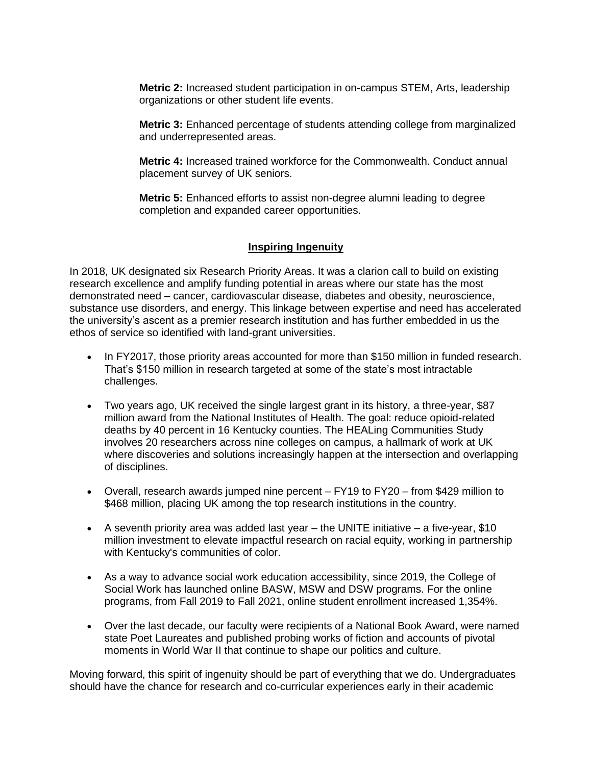**Metric 2:** Increased student participation in on-campus STEM, Arts, leadership organizations or other student life events.

**Metric 3:** Enhanced percentage of students attending college from marginalized and underrepresented areas.

**Metric 4:** Increased trained workforce for the Commonwealth. Conduct annual placement survey of UK seniors.

**Metric 5:** Enhanced efforts to assist non-degree alumni leading to degree completion and expanded career opportunities.

## Inspiring Ingenuity

In 2018, UK designated six Research Priority Areas. It was a clarion call to build on existing research excellence and amplify funding potential in areas where our state has the most demonstrated need – cancer, cardiovascular disease, diabetes and obesity, neuroscience, substance use disorders, and energy. This linkage between expertise and need has accelerated the university's ascent as a premier research institution and has further embedded in us the ethos of service so identified with land-grant universities.

- In FY2017, those priority areas accounted for more than $150 million in funded research. That's $150 million in research targeted at some of the state's most intractable challenges.
- Two years ago, UK received the single largest grant in its history, a three-year, $87 million award from the National Institutes of Health. The goal: reduce opioid-related deaths by 40 percent in 16 Kentucky counties. The HEALing Communities Study involves 20 researchers across nine colleges on campus, a hallmark of work at UK where discoveries and solutions increasingly happen at the intersection and overlapping of disciplines.
- Overall, research awards jumped nine percent – FY19 to FY20 – from $429 million to $468 million, placing UK among the top research institutions in the country.
- A seventh priority area was added last year – the UNITE initiative – a five-year, $10 million investment to elevate impactful research on racial equity, working in partnership with Kentucky's communities of color.
- As a way to advance social work education accessibility, since 2019, the College of Social Work has launched online BASW, MSW and DSW programs. For the online programs, from Fall 2019 to Fall 2021, online student enrollment increased 1,354%.
- Over the last decade, our faculty were recipients of a National Book Award, were named state Poet Laureates and published probing works of fiction and accounts of pivotal moments in World War II that continue to shape our politics and culture.

Moving forward, this spirit of ingenuity should be part of everything that we do. Undergraduates should have the chance for research and co-curricular experiences early in their academic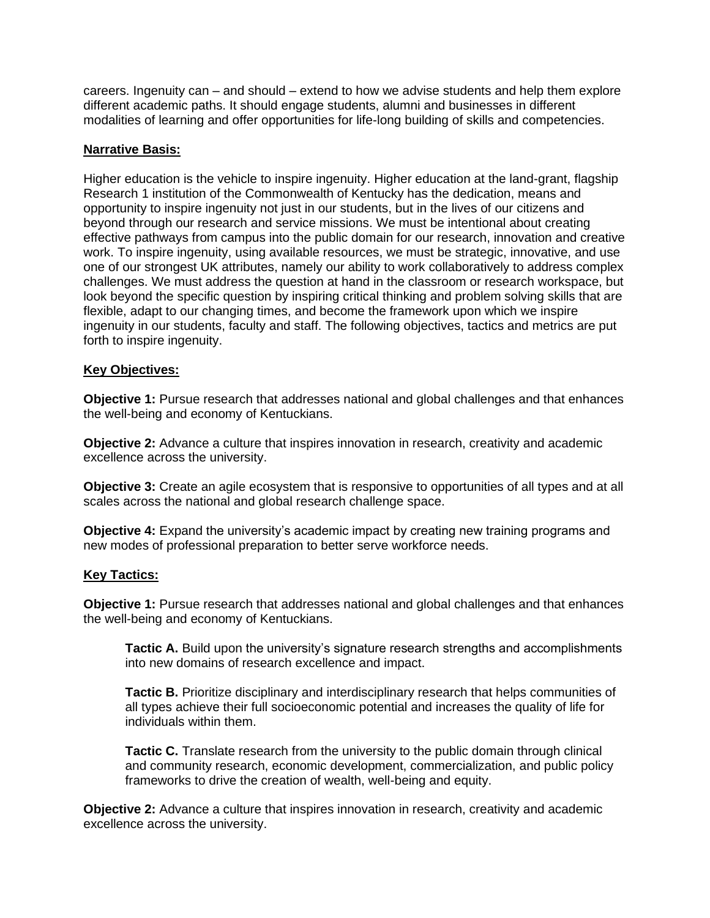careers. Ingenuity can – and should – extend to how we advise students and help them explore different academic paths. It should engage students, alumni and businesses in different modalities of learning and offer opportunities for life-long building of skills and competencies.

**Narrative Basis:**

Higher education is the vehicle to inspire ingenuity. Higher education at the land-grant, flagship Research 1 institution of the Commonwealth of Kentucky has the dedication, means and opportunity to inspire ingenuity not just in our students, but in the lives of our citizens and beyond through our research and service missions. We must be intentional about creating effective pathways from campus into the public domain for our research, innovation and creative work. To inspire ingenuity, using available resources, we must be strategic, innovative, and use one of our strongest UK attributes, namely our ability to work collaboratively to address complex challenges. We must address the question at hand in the classroom or research workspace, but look beyond the specific question by inspiring critical thinking and problem solving skills that are flexible, adapt to our changing times, and become the framework upon which we inspire ingenuity in our students, faculty and staff. The following objectives, tactics and metrics are put forth to inspire ingenuity.

**Key Objectives:**

**Objective 1:** Pursue research that addresses national and global challenges and that enhances the well-being and economy of Kentuckians.

**Objective 2:** Advance a culture that inspires innovation in research, creativity and academic excellence across the university.

**Objective 3:** Create an agile ecosystem that is responsive to opportunities of all types and at all scales across the national and global research challenge space.

**Objective 4:** Expand the university's academic impact by creating new training programs and new modes of professional preparation to better serve workforce needs.

**Key Tactics:**

**Objective 1:** Pursue research that addresses national and global challenges and that enhances the well-being and economy of Kentuckians.

> **Tactic A.** Build upon the university's signature research strengths and accomplishments into new domains of research excellence and impact.
>
> **Tactic B.** Prioritize disciplinary and interdisciplinary research that helps communities of all types achieve their full socioeconomic potential and increases the quality of life for individuals within them.
>
> **Tactic C.** Translate research from the university to the public domain through clinical and community research, economic development, commercialization, and public policy frameworks to drive the creation of wealth, well-being and equity.

**Objective 2:** Advance a culture that inspires innovation in research, creativity and academic excellence across the university.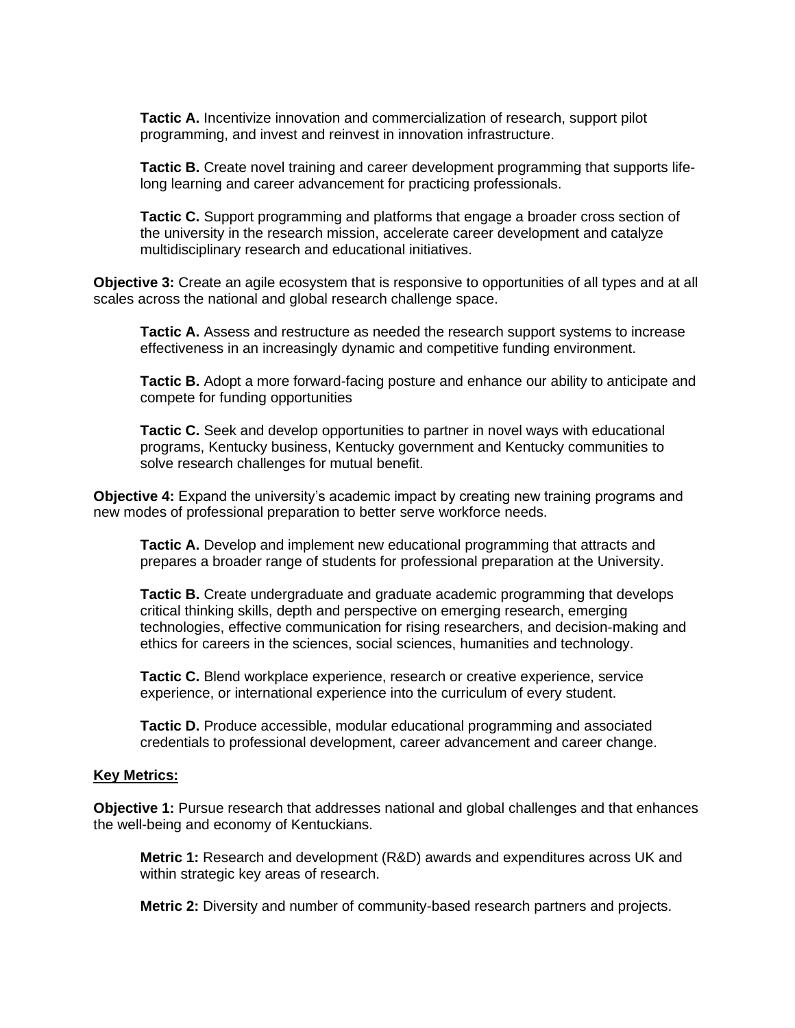**Tactic A.** Incentivize innovation and commercialization of research, support pilot programming, and invest and reinvest in innovation infrastructure.

**Tactic B.** Create novel training and career development programming that supports life-long learning and career advancement for practicing professionals.

**Tactic C.** Support programming and platforms that engage a broader cross section of the university in the research mission, accelerate career development and catalyze multidisciplinary research and educational initiatives.

**Objective 3:** Create an agile ecosystem that is responsive to opportunities of all types and at all scales across the national and global research challenge space.

**Tactic A.** Assess and restructure as needed the research support systems to increase effectiveness in an increasingly dynamic and competitive funding environment.

**Tactic B.** Adopt a more forward-facing posture and enhance our ability to anticipate and compete for funding opportunities

**Tactic C.** Seek and develop opportunities to partner in novel ways with educational programs, Kentucky business, Kentucky government and Kentucky communities to solve research challenges for mutual benefit.

**Objective 4:** Expand the university's academic impact by creating new training programs and new modes of professional preparation to better serve workforce needs.

**Tactic A.** Develop and implement new educational programming that attracts and prepares a broader range of students for professional preparation at the University.

**Tactic B.** Create undergraduate and graduate academic programming that develops critical thinking skills, depth and perspective on emerging research, emerging technologies, effective communication for rising researchers, and decision-making and ethics for careers in the sciences, social sciences, humanities and technology.

**Tactic C.** Blend workplace experience, research or creative experience, service experience, or international experience into the curriculum of every student.

**Tactic D.** Produce accessible, modular educational programming and associated credentials to professional development, career advancement and career change.

**Key Metrics:**

**Objective 1:** Pursue research that addresses national and global challenges and that enhances the well-being and economy of Kentuckians.

**Metric 1:** Research and development (R&D) awards and expenditures across UK and within strategic key areas of research.

**Metric 2:** Diversity and number of community-based research partners and projects.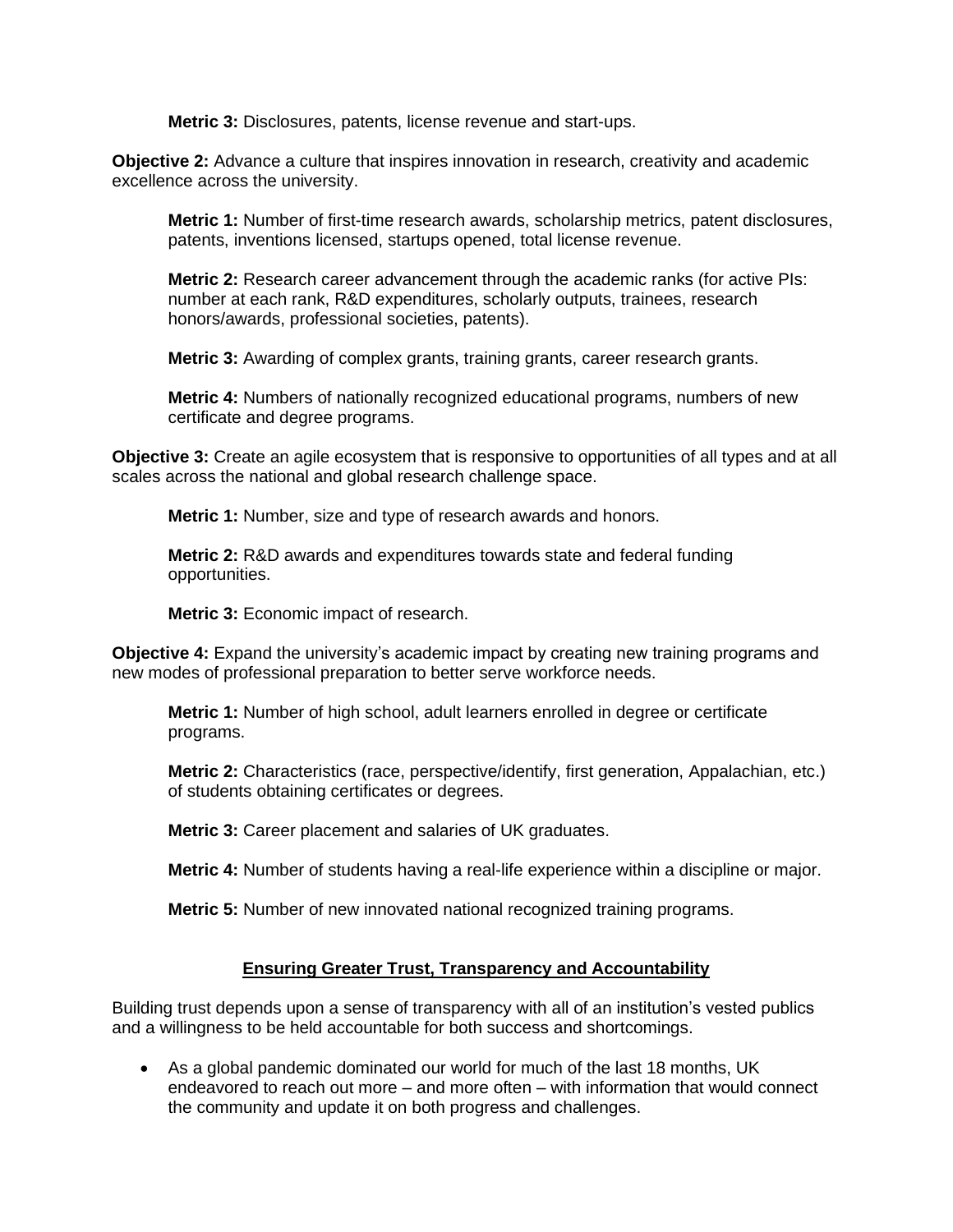**Metric 3:** Disclosures, patents, license revenue and start-ups.

**Objective 2:** Advance a culture that inspires innovation in research, creativity and academic excellence across the university.

**Metric 1:** Number of first-time research awards, scholarship metrics, patent disclosures, patents, inventions licensed, startups opened, total license revenue.

**Metric 2:** Research career advancement through the academic ranks (for active PIs: number at each rank, R&D expenditures, scholarly outputs, trainees, research honors/awards, professional societies, patents).

**Metric 3:** Awarding of complex grants, training grants, career research grants.

**Metric 4:** Numbers of nationally recognized educational programs, numbers of new certificate and degree programs.

**Objective 3:** Create an agile ecosystem that is responsive to opportunities of all types and at all scales across the national and global research challenge space.

**Metric 1:** Number, size and type of research awards and honors.

**Metric 2:** R&D awards and expenditures towards state and federal funding opportunities.

**Metric 3:** Economic impact of research.

**Objective 4:** Expand the university's academic impact by creating new training programs and new modes of professional preparation to better serve workforce needs.

**Metric 1:** Number of high school, adult learners enrolled in degree or certificate programs.

**Metric 2:** Characteristics (race, perspective/identify, first generation, Appalachian, etc.) of students obtaining certificates or degrees.

**Metric 3:** Career placement and salaries of UK graduates.

**Metric 4:** Number of students having a real-life experience within a discipline or major.

**Metric 5:** Number of new innovated national recognized training programs.

## <u>Ensuring Greater Trust, Transparency and Accountability</u>

Building trust depends upon a sense of transparency with all of an institution's vested publics and a willingness to be held accountable for both success and shortcomings.

- As a global pandemic dominated our world for much of the last 18 months, UK endeavored to reach out more – and more often – with information that would connect the community and update it on both progress and challenges.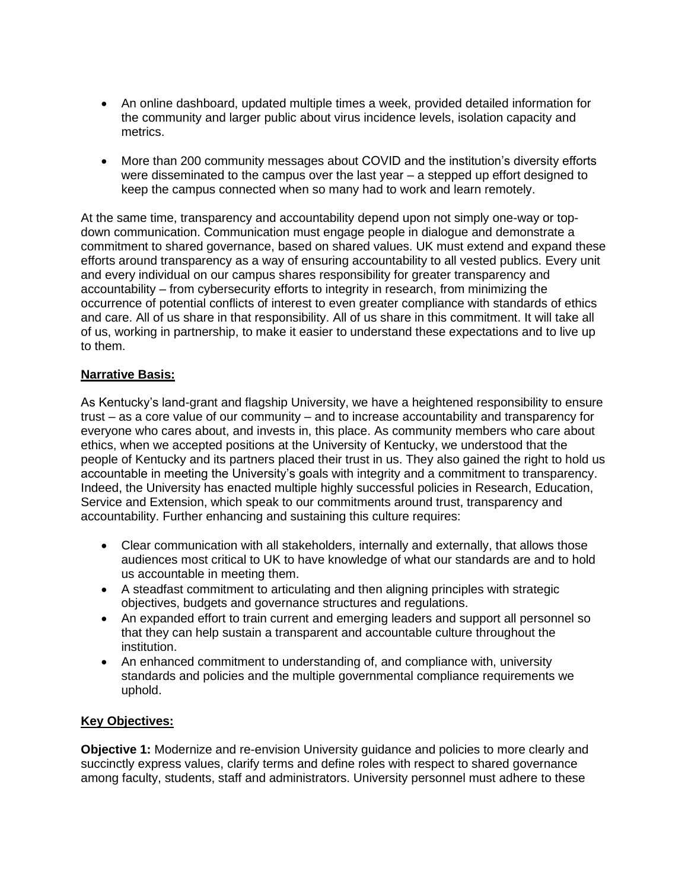- An online dashboard, updated multiple times a week, provided detailed information for the community and larger public about virus incidence levels, isolation capacity and metrics.

- More than 200 community messages about COVID and the institution's diversity efforts were disseminated to the campus over the last year – a stepped up effort designed to keep the campus connected when so many had to work and learn remotely.

At the same time, transparency and accountability depend upon not simply one-way or top-down communication. Communication must engage people in dialogue and demonstrate a commitment to shared governance, based on shared values. UK must extend and expand these efforts around transparency as a way of ensuring accountability to all vested publics. Every unit and every individual on our campus shares responsibility for greater transparency and accountability – from cybersecurity efforts to integrity in research, from minimizing the occurrence of potential conflicts of interest to even greater compliance with standards of ethics and care. All of us share in that responsibility. All of us share in this commitment. It will take all of us, working in partnership, to make it easier to understand these expectations and to live up to them.

**Narrative Basis:**

As Kentucky's land-grant and flagship University, we have a heightened responsibility to ensure trust – as a core value of our community – and to increase accountability and transparency for everyone who cares about, and invests in, this place. As community members who care about ethics, when we accepted positions at the University of Kentucky, we understood that the people of Kentucky and its partners placed their trust in us. They also gained the right to hold us accountable in meeting the University's goals with integrity and a commitment to transparency. Indeed, the University has enacted multiple highly successful policies in Research, Education, Service and Extension, which speak to our commitments around trust, transparency and accountability. Further enhancing and sustaining this culture requires:

- Clear communication with all stakeholders, internally and externally, that allows those audiences most critical to UK to have knowledge of what our standards are and to hold us accountable in meeting them.
- A steadfast commitment to articulating and then aligning principles with strategic objectives, budgets and governance structures and regulations.
- An expanded effort to train current and emerging leaders and support all personnel so that they can help sustain a transparent and accountable culture throughout the institution.
- An enhanced commitment to understanding of, and compliance with, university standards and policies and the multiple governmental compliance requirements we uphold.

**Key Objectives:**

**Objective 1:** Modernize and re-envision University guidance and policies to more clearly and succinctly express values, clarify terms and define roles with respect to shared governance among faculty, students, staff and administrators. University personnel must adhere to these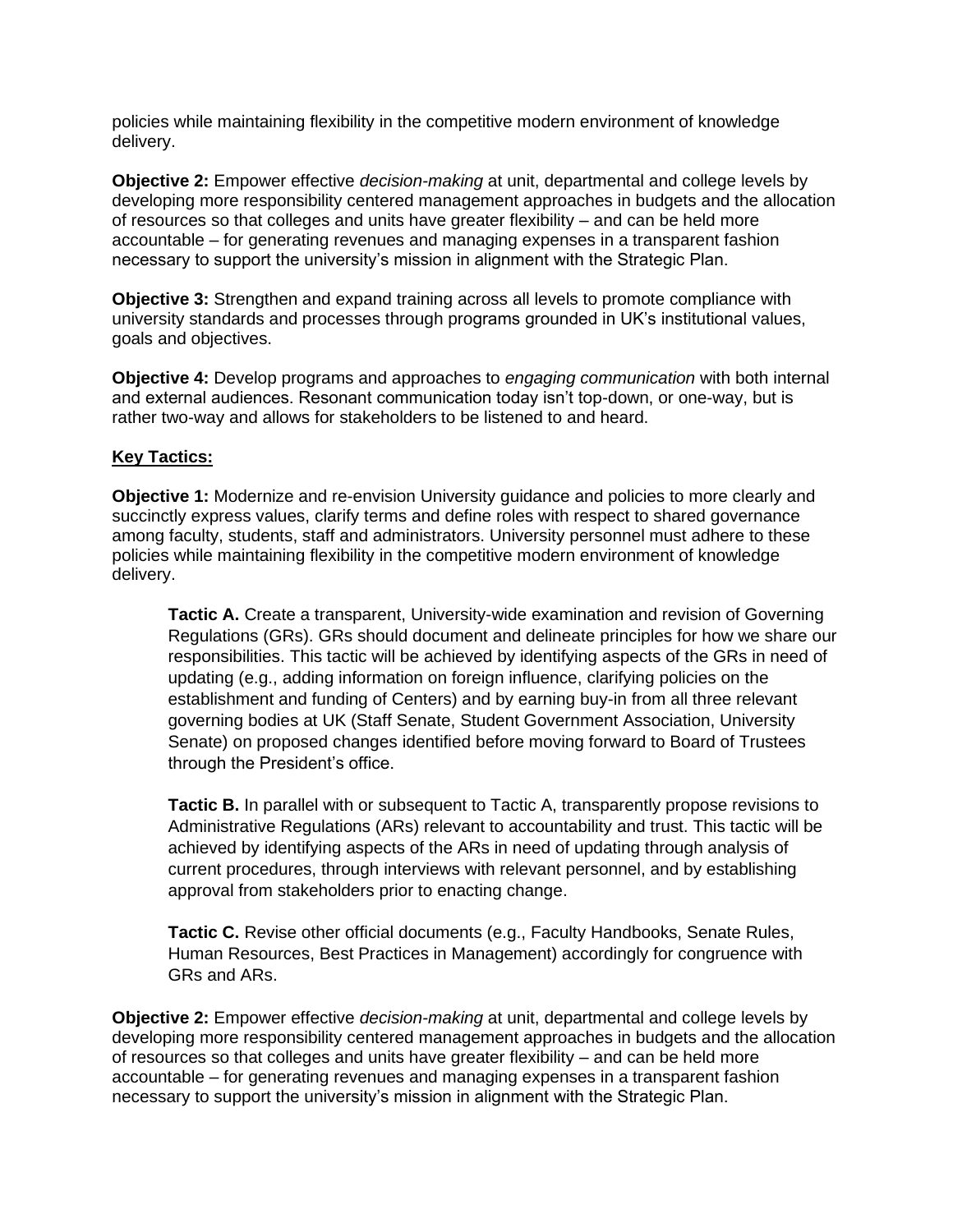policies while maintaining flexibility in the competitive modern environment of knowledge delivery.

**Objective 2:** Empower effective *decision-making* at unit, departmental and college levels by developing more responsibility centered management approaches in budgets and the allocation of resources so that colleges and units have greater flexibility – and can be held more accountable – for generating revenues and managing expenses in a transparent fashion necessary to support the university's mission in alignment with the Strategic Plan.

**Objective 3:** Strengthen and expand training across all levels to promote compliance with university standards and processes through programs grounded in UK's institutional values, goals and objectives.

**Objective 4:** Develop programs and approaches to *engaging communication* with both internal and external audiences. Resonant communication today isn't top-down, or one-way, but is rather two-way and allows for stakeholders to be listened to and heard.

**Key Tactics:**

**Objective 1:** Modernize and re-envision University guidance and policies to more clearly and succinctly express values, clarify terms and define roles with respect to shared governance among faculty, students, staff and administrators. University personnel must adhere to these policies while maintaining flexibility in the competitive modern environment of knowledge delivery.

> **Tactic A.** Create a transparent, University-wide examination and revision of Governing Regulations (GRs). GRs should document and delineate principles for how we share our responsibilities. This tactic will be achieved by identifying aspects of the GRs in need of updating (e.g., adding information on foreign influence, clarifying policies on the establishment and funding of Centers) and by earning buy-in from all three relevant governing bodies at UK (Staff Senate, Student Government Association, University Senate) on proposed changes identified before moving forward to Board of Trustees through the President's office.
>
> **Tactic B.** In parallel with or subsequent to Tactic A, transparently propose revisions to Administrative Regulations (ARs) relevant to accountability and trust. This tactic will be achieved by identifying aspects of the ARs in need of updating through analysis of current procedures, through interviews with relevant personnel, and by establishing approval from stakeholders prior to enacting change.
>
> **Tactic C.** Revise other official documents (e.g., Faculty Handbooks, Senate Rules, Human Resources, Best Practices in Management) accordingly for congruence with GRs and ARs.

**Objective 2:** Empower effective *decision-making* at unit, departmental and college levels by developing more responsibility centered management approaches in budgets and the allocation of resources so that colleges and units have greater flexibility – and can be held more accountable – for generating revenues and managing expenses in a transparent fashion necessary to support the university's mission in alignment with the Strategic Plan.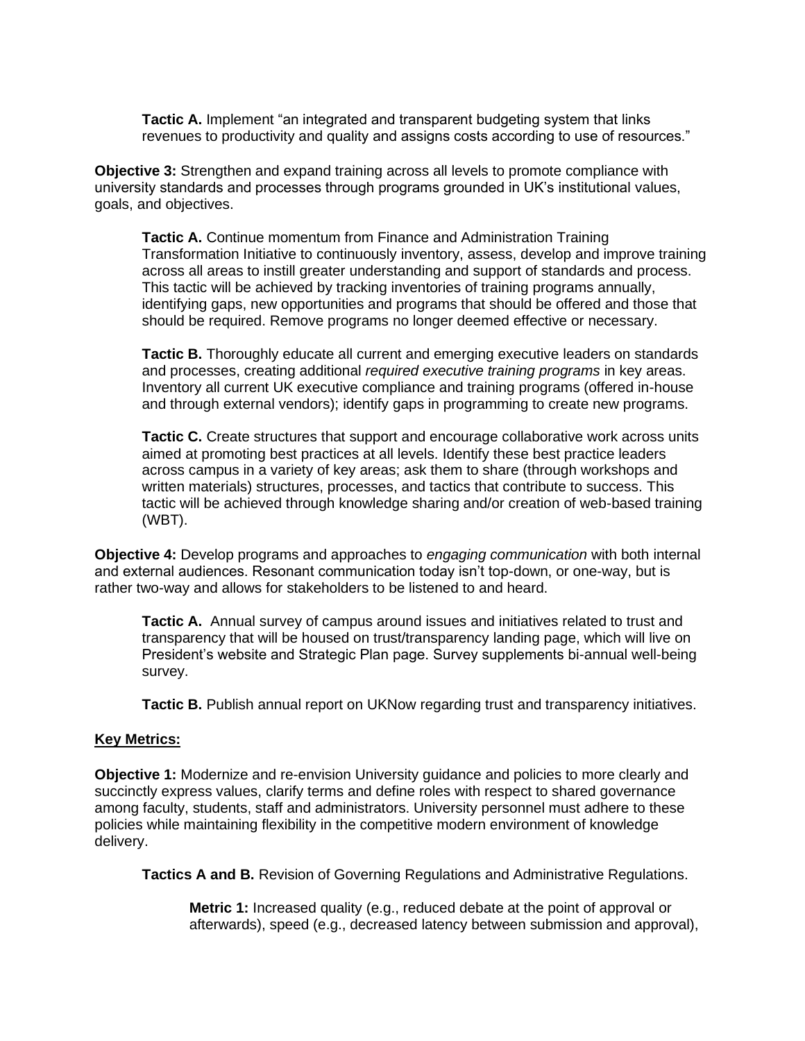**Tactic A.** Implement "an integrated and transparent budgeting system that links revenues to productivity and quality and assigns costs according to use of resources."

**Objective 3:** Strengthen and expand training across all levels to promote compliance with university standards and processes through programs grounded in UK's institutional values, goals, and objectives.

**Tactic A.** Continue momentum from Finance and Administration Training Transformation Initiative to continuously inventory, assess, develop and improve training across all areas to instill greater understanding and support of standards and process. This tactic will be achieved by tracking inventories of training programs annually, identifying gaps, new opportunities and programs that should be offered and those that should be required. Remove programs no longer deemed effective or necessary.

**Tactic B.** Thoroughly educate all current and emerging executive leaders on standards and processes, creating additional *required executive training programs* in key areas. Inventory all current UK executive compliance and training programs (offered in-house and through external vendors); identify gaps in programming to create new programs.

**Tactic C.** Create structures that support and encourage collaborative work across units aimed at promoting best practices at all levels. Identify these best practice leaders across campus in a variety of key areas; ask them to share (through workshops and written materials) structures, processes, and tactics that contribute to success. This tactic will be achieved through knowledge sharing and/or creation of web-based training (WBT).

**Objective 4:** Develop programs and approaches to *engaging communication* with both internal and external audiences. Resonant communication today isn't top-down, or one-way, but is rather two-way and allows for stakeholders to be listened to and heard.

**Tactic A.** Annual survey of campus around issues and initiatives related to trust and transparency that will be housed on trust/transparency landing page, which will live on President's website and Strategic Plan page. Survey supplements bi-annual well-being survey.

**Tactic B.** Publish annual report on UKNow regarding trust and transparency initiatives.

**Key Metrics:**

**Objective 1:** Modernize and re-envision University guidance and policies to more clearly and succinctly express values, clarify terms and define roles with respect to shared governance among faculty, students, staff and administrators. University personnel must adhere to these policies while maintaining flexibility in the competitive modern environment of knowledge delivery.

**Tactics A and B.** Revision of Governing Regulations and Administrative Regulations.

**Metric 1:** Increased quality (e.g., reduced debate at the point of approval or afterwards), speed (e.g., decreased latency between submission and approval),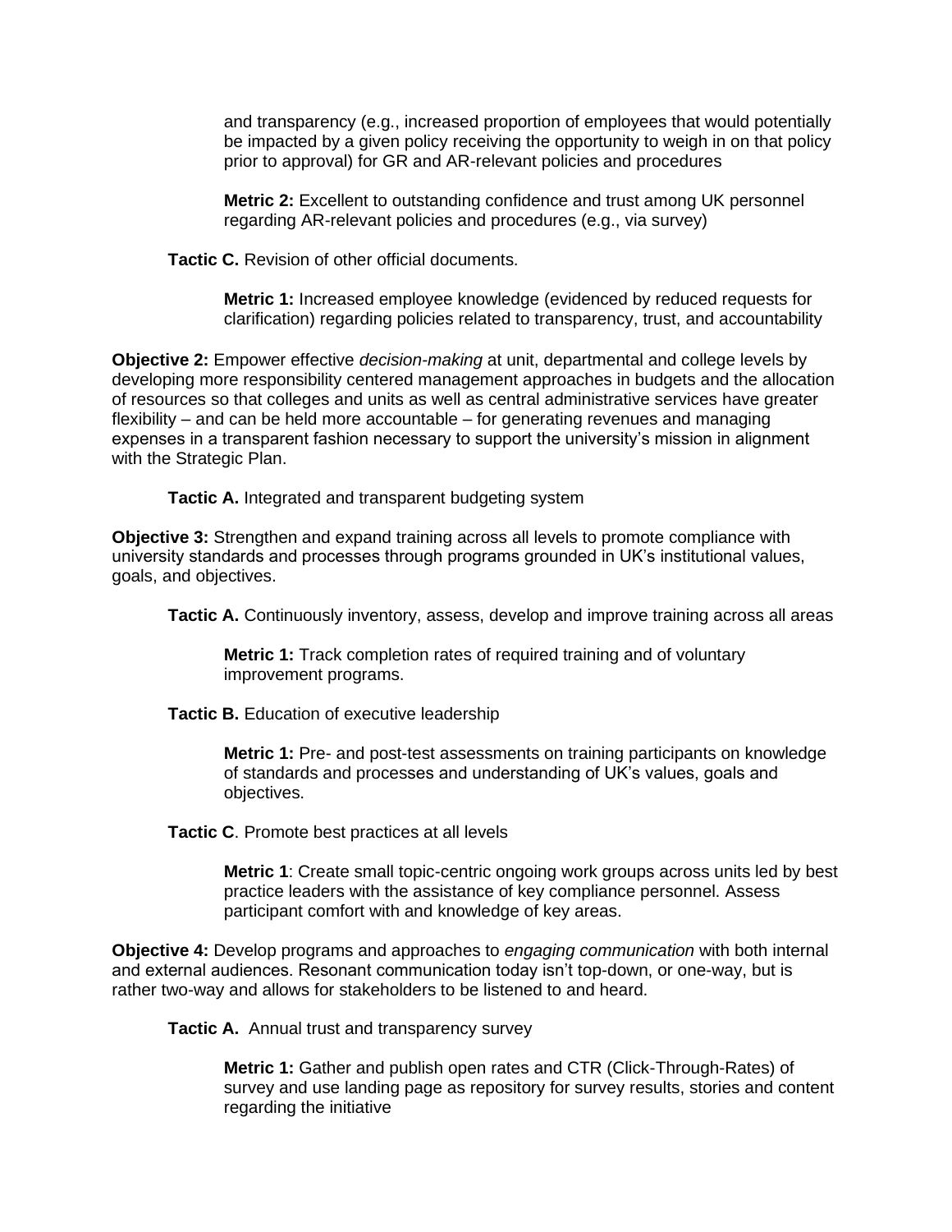and transparency (e.g., increased proportion of employees that would potentially be impacted by a given policy receiving the opportunity to weigh in on that policy prior to approval) for GR and AR-relevant policies and procedures

**Metric 2:** Excellent to outstanding confidence and trust among UK personnel regarding AR-relevant policies and procedures (e.g., via survey)

**Tactic C.** Revision of other official documents.

**Metric 1:** Increased employee knowledge (evidenced by reduced requests for clarification) regarding policies related to transparency, trust, and accountability

**Objective 2:** Empower effective *decision-making* at unit, departmental and college levels by developing more responsibility centered management approaches in budgets and the allocation of resources so that colleges and units as well as central administrative services have greater flexibility – and can be held more accountable – for generating revenues and managing expenses in a transparent fashion necessary to support the university's mission in alignment with the Strategic Plan.

**Tactic A.** Integrated and transparent budgeting system

**Objective 3:** Strengthen and expand training across all levels to promote compliance with university standards and processes through programs grounded in UK's institutional values, goals, and objectives.

**Tactic A.** Continuously inventory, assess, develop and improve training across all areas

**Metric 1:** Track completion rates of required training and of voluntary improvement programs.

**Tactic B.** Education of executive leadership

**Metric 1:** Pre- and post-test assessments on training participants on knowledge of standards and processes and understanding of UK's values, goals and objectives.

**Tactic C**. Promote best practices at all levels

**Metric 1**: Create small topic-centric ongoing work groups across units led by best practice leaders with the assistance of key compliance personnel. Assess participant comfort with and knowledge of key areas.

**Objective 4:** Develop programs and approaches to *engaging communication* with both internal and external audiences. Resonant communication today isn't top-down, or one-way, but is rather two-way and allows for stakeholders to be listened to and heard.

**Tactic A.** Annual trust and transparency survey

**Metric 1:** Gather and publish open rates and CTR (Click-Through-Rates) of survey and use landing page as repository for survey results, stories and content regarding the initiative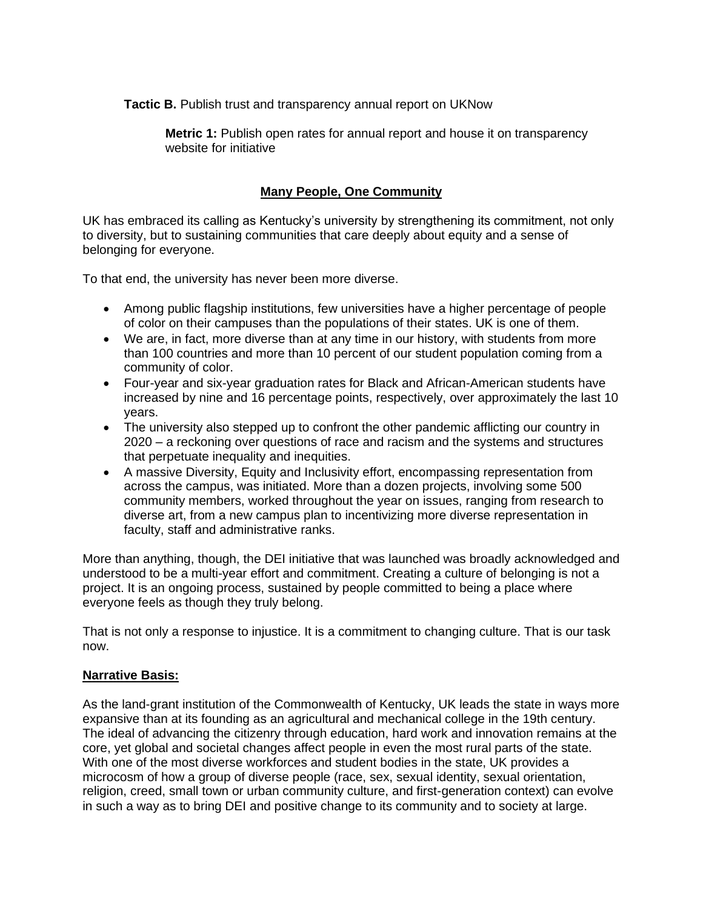**Tactic B.** Publish trust and transparency annual report on UKNow

> **Metric 1:** Publish open rates for annual report and house it on transparency website for initiative

## Many People, One Community

UK has embraced its calling as Kentucky's university by strengthening its commitment, not only to diversity, but to sustaining communities that care deeply about equity and a sense of belonging for everyone.

To that end, the university has never been more diverse.

- Among public flagship institutions, few universities have a higher percentage of people of color on their campuses than the populations of their states. UK is one of them.
- We are, in fact, more diverse than at any time in our history, with students from more than 100 countries and more than 10 percent of our student population coming from a community of color.
- Four-year and six-year graduation rates for Black and African-American students have increased by nine and 16 percentage points, respectively, over approximately the last 10 years.
- The university also stepped up to confront the other pandemic afflicting our country in 2020 – a reckoning over questions of race and racism and the systems and structures that perpetuate inequality and inequities.
- A massive Diversity, Equity and Inclusivity effort, encompassing representation from across the campus, was initiated. More than a dozen projects, involving some 500 community members, worked throughout the year on issues, ranging from research to diverse art, from a new campus plan to incentivizing more diverse representation in faculty, staff and administrative ranks.

More than anything, though, the DEI initiative that was launched was broadly acknowledged and understood to be a multi-year effort and commitment. Creating a culture of belonging is not a project. It is an ongoing process, sustained by people committed to being a place where everyone feels as though they truly belong.

That is not only a response to injustice. It is a commitment to changing culture. That is our task now.

### Narrative Basis:

As the land-grant institution of the Commonwealth of Kentucky, UK leads the state in ways more expansive than at its founding as an agricultural and mechanical college in the 19th century. The ideal of advancing the citizenry through education, hard work and innovation remains at the core, yet global and societal changes affect people in even the most rural parts of the state. With one of the most diverse workforces and student bodies in the state, UK provides a microcosm of how a group of diverse people (race, sex, sexual identity, sexual orientation, religion, creed, small town or urban community culture, and first-generation context) can evolve in such a way as to bring DEI and positive change to its community and to society at large.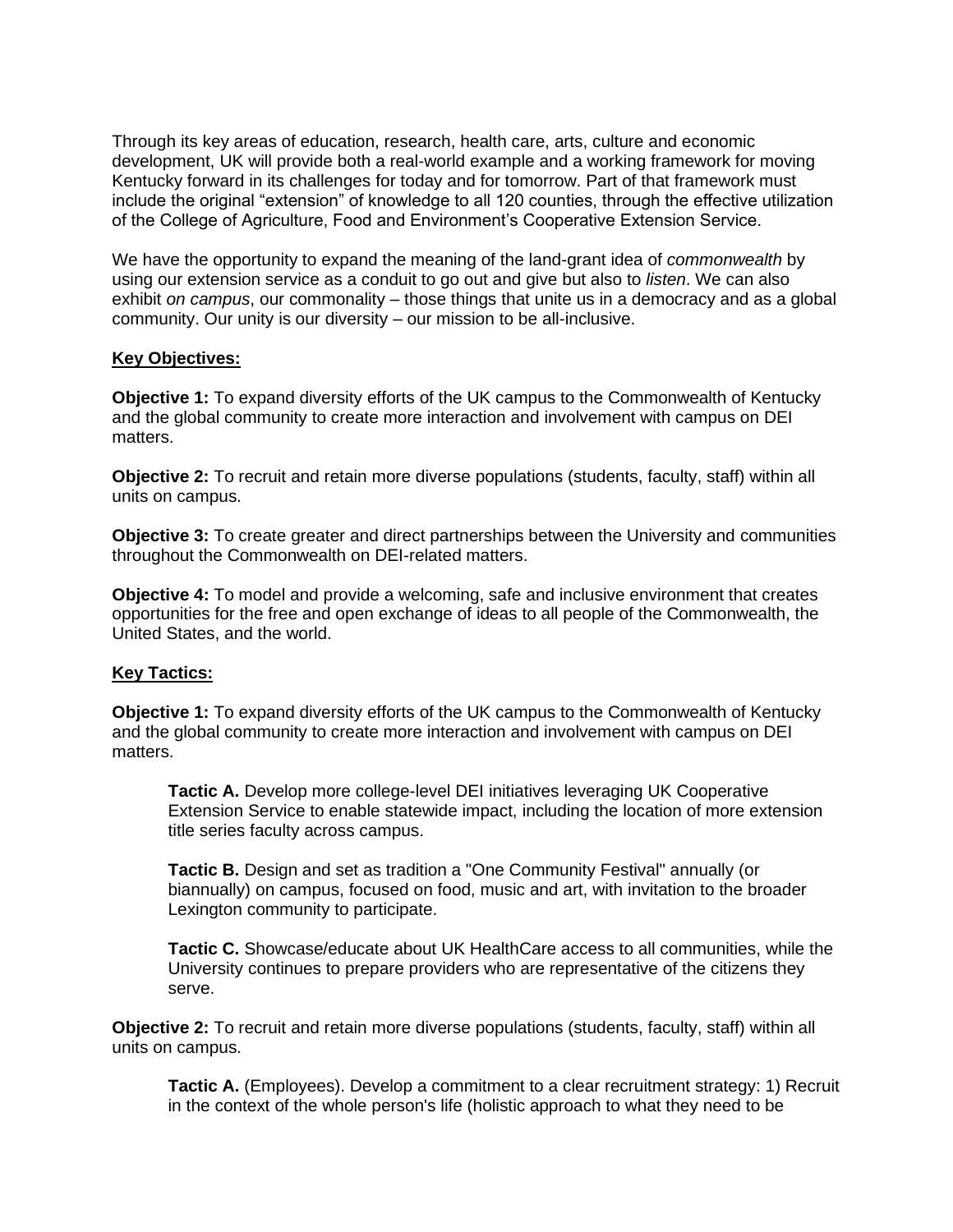Through its key areas of education, research, health care, arts, culture and economic development, UK will provide both a real-world example and a working framework for moving Kentucky forward in its challenges for today and for tomorrow. Part of that framework must include the original "extension" of knowledge to all 120 counties, through the effective utilization of the College of Agriculture, Food and Environment's Cooperative Extension Service.

We have the opportunity to expand the meaning of the land-grant idea of *commonwealth* by using our extension service as a conduit to go out and give but also to *listen*. We can also exhibit *on campus*, our commonality – those things that unite us in a democracy and as a global community. Our unity is our diversity – our mission to be all-inclusive.

**Key Objectives:**

**Objective 1:** To expand diversity efforts of the UK campus to the Commonwealth of Kentucky and the global community to create more interaction and involvement with campus on DEI matters.

**Objective 2:** To recruit and retain more diverse populations (students, faculty, staff) within all units on campus.

**Objective 3:** To create greater and direct partnerships between the University and communities throughout the Commonwealth on DEI-related matters.

**Objective 4:** To model and provide a welcoming, safe and inclusive environment that creates opportunities for the free and open exchange of ideas to all people of the Commonwealth, the United States, and the world.

**Key Tactics:**

**Objective 1:** To expand diversity efforts of the UK campus to the Commonwealth of Kentucky and the global community to create more interaction and involvement with campus on DEI matters.

> **Tactic A.** Develop more college-level DEI initiatives leveraging UK Cooperative Extension Service to enable statewide impact, including the location of more extension title series faculty across campus.
>
> **Tactic B.** Design and set as tradition a "One Community Festival" annually (or biannually) on campus, focused on food, music and art, with invitation to the broader Lexington community to participate.
>
> **Tactic C.** Showcase/educate about UK HealthCare access to all communities, while the University continues to prepare providers who are representative of the citizens they serve.

**Objective 2:** To recruit and retain more diverse populations (students, faculty, staff) within all units on campus.

> **Tactic A.** (Employees). Develop a commitment to a clear recruitment strategy: 1) Recruit in the context of the whole person's life (holistic approach to what they need to be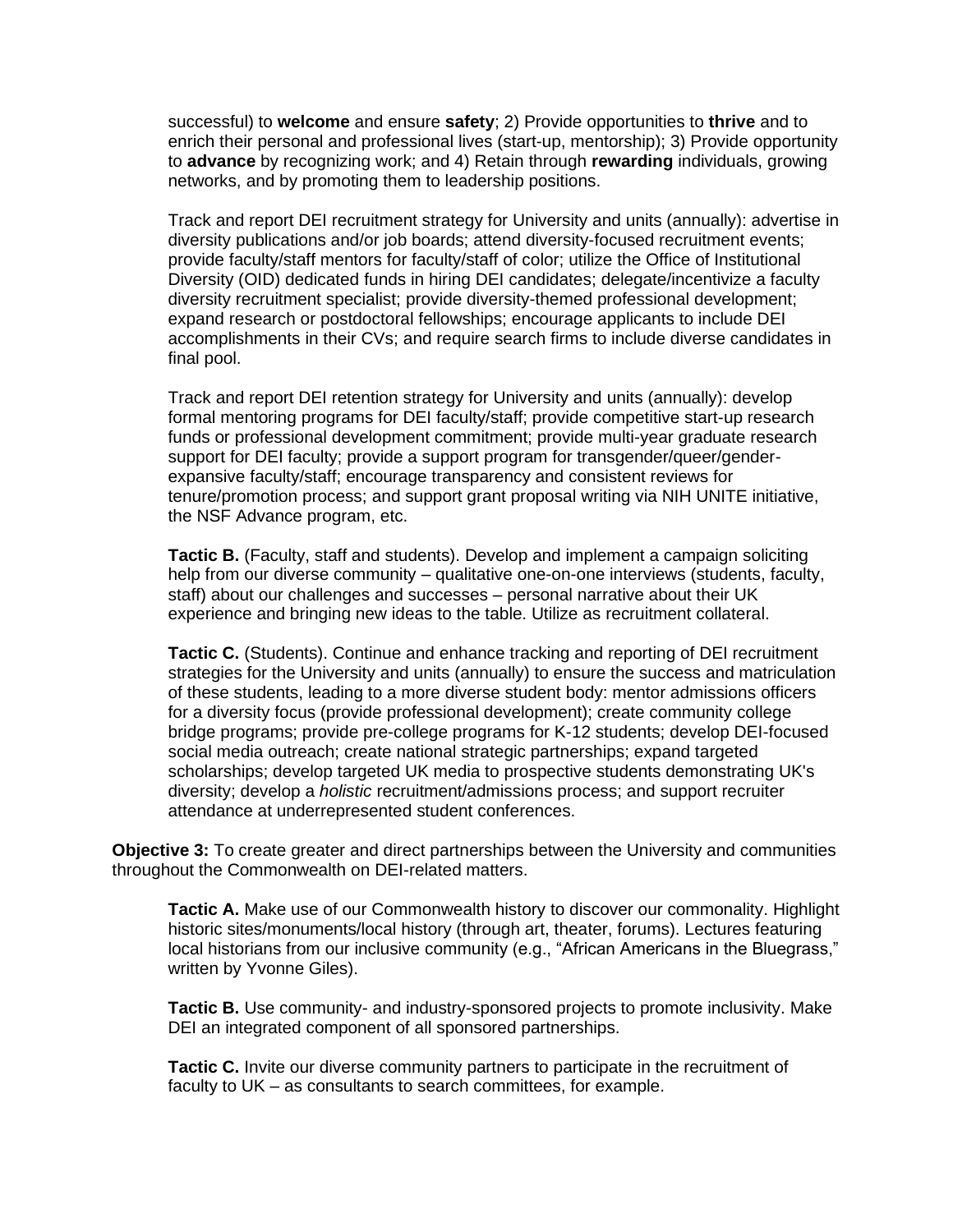successful) to **welcome** and ensure **safety**; 2) Provide opportunities to **thrive** and to enrich their personal and professional lives (start-up, mentorship); 3) Provide opportunity to **advance** by recognizing work; and 4) Retain through **rewarding** individuals, growing networks, and by promoting them to leadership positions.

Track and report DEI recruitment strategy for University and units (annually): advertise in diversity publications and/or job boards; attend diversity-focused recruitment events; provide faculty/staff mentors for faculty/staff of color; utilize the Office of Institutional Diversity (OID) dedicated funds in hiring DEI candidates; delegate/incentivize a faculty diversity recruitment specialist; provide diversity-themed professional development; expand research or postdoctoral fellowships; encourage applicants to include DEI accomplishments in their CVs; and require search firms to include diverse candidates in final pool.

Track and report DEI retention strategy for University and units (annually): develop formal mentoring programs for DEI faculty/staff; provide competitive start-up research funds or professional development commitment; provide multi-year graduate research support for DEI faculty; provide a support program for transgender/queer/gender-expansive faculty/staff; encourage transparency and consistent reviews for tenure/promotion process; and support grant proposal writing via NIH UNITE initiative, the NSF Advance program, etc.

**Tactic B.** (Faculty, staff and students). Develop and implement a campaign soliciting help from our diverse community – qualitative one-on-one interviews (students, faculty, staff) about our challenges and successes – personal narrative about their UK experience and bringing new ideas to the table. Utilize as recruitment collateral.

**Tactic C.** (Students). Continue and enhance tracking and reporting of DEI recruitment strategies for the University and units (annually) to ensure the success and matriculation of these students, leading to a more diverse student body: mentor admissions officers for a diversity focus (provide professional development); create community college bridge programs; provide pre-college programs for K-12 students; develop DEI-focused social media outreach; create national strategic partnerships; expand targeted scholarships; develop targeted UK media to prospective students demonstrating UK's diversity; develop a *holistic* recruitment/admissions process; and support recruiter attendance at underrepresented student conferences.

**Objective 3:** To create greater and direct partnerships between the University and communities throughout the Commonwealth on DEI-related matters.

**Tactic A.** Make use of our Commonwealth history to discover our commonality. Highlight historic sites/monuments/local history (through art, theater, forums). Lectures featuring local historians from our inclusive community (e.g., "African Americans in the Bluegrass," written by Yvonne Giles).

**Tactic B.** Use community- and industry-sponsored projects to promote inclusivity. Make DEI an integrated component of all sponsored partnerships.

**Tactic C.** Invite our diverse community partners to participate in the recruitment of faculty to UK – as consultants to search committees, for example.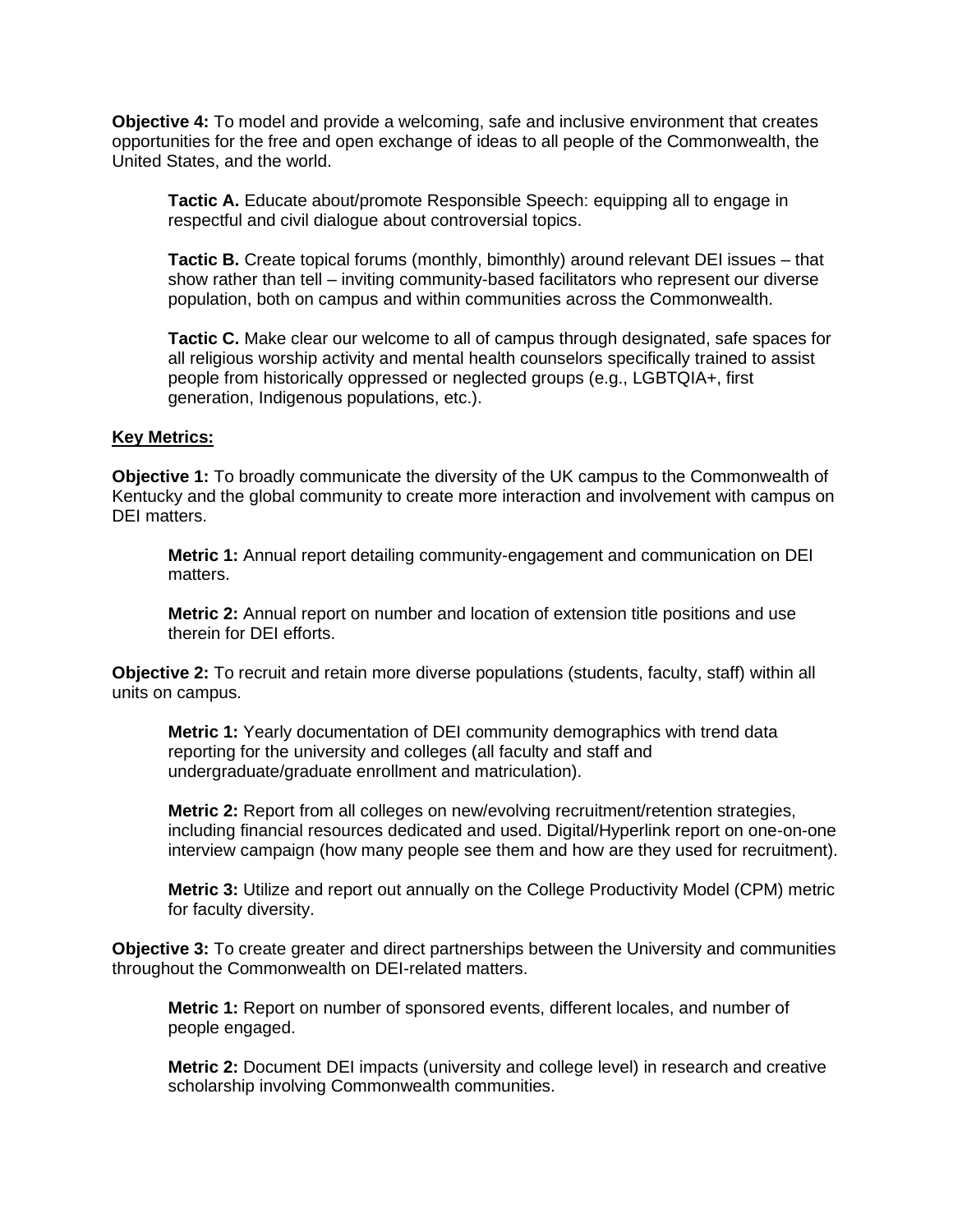**Objective 4:** To model and provide a welcoming, safe and inclusive environment that creates opportunities for the free and open exchange of ideas to all people of the Commonwealth, the United States, and the world.

> **Tactic A.** Educate about/promote Responsible Speech: equipping all to engage in respectful and civil dialogue about controversial topics.
>
> **Tactic B.** Create topical forums (monthly, bimonthly) around relevant DEI issues – that show rather than tell – inviting community-based facilitators who represent our diverse population, both on campus and within communities across the Commonwealth.
>
> **Tactic C.** Make clear our welcome to all of campus through designated, safe spaces for all religious worship activity and mental health counselors specifically trained to assist people from historically oppressed or neglected groups (e.g., LGBTQIA+, first generation, Indigenous populations, etc.).

<u>**Key Metrics:**</u>

**Objective 1:** To broadly communicate the diversity of the UK campus to the Commonwealth of Kentucky and the global community to create more interaction and involvement with campus on DEI matters.

> **Metric 1:** Annual report detailing community-engagement and communication on DEI matters.
>
> **Metric 2:** Annual report on number and location of extension title positions and use therein for DEI efforts.

**Objective 2:** To recruit and retain more diverse populations (students, faculty, staff) within all units on campus.

> **Metric 1:** Yearly documentation of DEI community demographics with trend data reporting for the university and colleges (all faculty and staff and undergraduate/graduate enrollment and matriculation).
>
> **Metric 2:** Report from all colleges on new/evolving recruitment/retention strategies, including financial resources dedicated and used. Digital/Hyperlink report on one-on-one interview campaign (how many people see them and how are they used for recruitment).
>
> **Metric 3:** Utilize and report out annually on the College Productivity Model (CPM) metric for faculty diversity.

**Objective 3:** To create greater and direct partnerships between the University and communities throughout the Commonwealth on DEI-related matters.

> **Metric 1:** Report on number of sponsored events, different locales, and number of people engaged.
>
> **Metric 2:** Document DEI impacts (university and college level) in research and creative scholarship involving Commonwealth communities.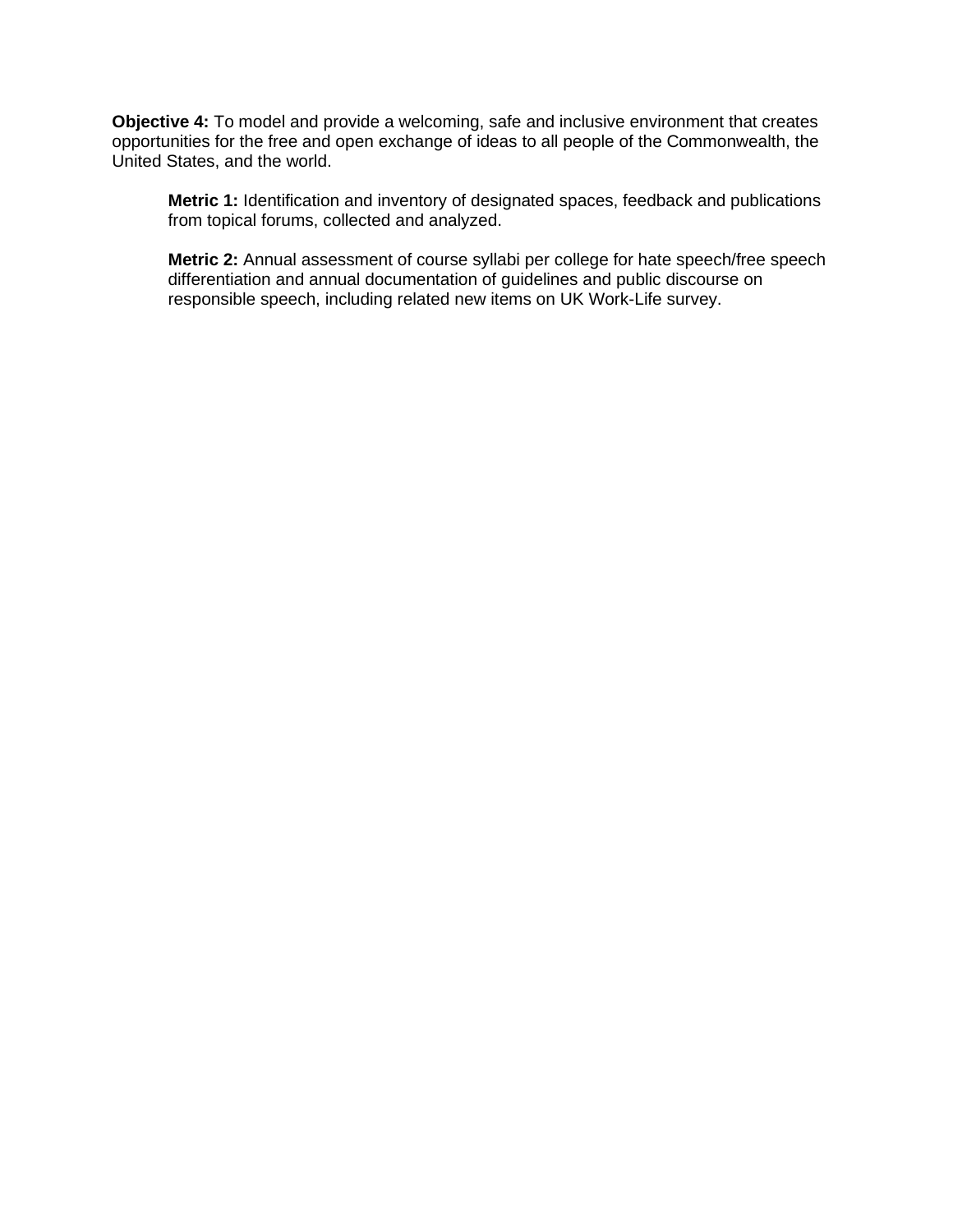**Objective 4:** To model and provide a welcoming, safe and inclusive environment that creates opportunities for the free and open exchange of ideas to all people of the Commonwealth, the United States, and the world.

> **Metric 1:** Identification and inventory of designated spaces, feedback and publications from topical forums, collected and analyzed.
>
> **Metric 2:** Annual assessment of course syllabi per college for hate speech/free speech differentiation and annual documentation of guidelines and public discourse on responsible speech, including related new items on UK Work-Life survey.